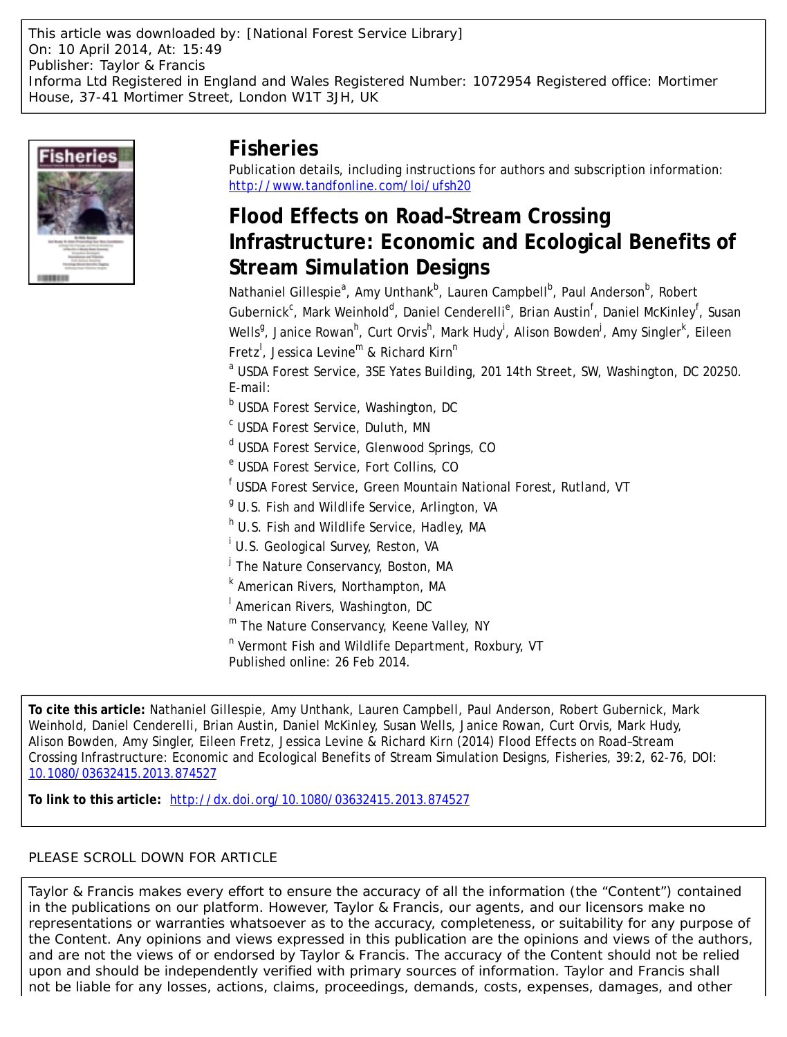This article was downloaded by: [National Forest Service Library]
On: 10 April 2014, At: 15:49
Publisher: Taylor & Francis
Informa Ltd Registered in England and Wales Registered Number: 1072954 Registered office: Mortimer House, 37-41 Mortimer Street, London W1T 3JH, UK

# Fisheries

Publication details, including instructions for authors and subscription information:
http://www.tandfonline.com/loi/ufsh20

## Flood Effects on Road–Stream Crossing Infrastructure: Economic and Ecological Benefits of Stream Simulation Designs

Nathaniel Gillespie[a], Amy Unthank[b], Lauren Campbell[b], Paul Anderson[b], Robert Gubernick[c], Mark Weinhold[d], Daniel Cenderelli[e], Brian Austin[f], Daniel McKinley[f], Susan Wells[g], Janice Rowan[h], Curt Orvis[h], Mark Hudy[i], Alison Bowden[j], Amy Singler[k], Eileen Fretz[l], Jessica Levine[m] & Richard Kirn[n]

[a] USDA Forest Service, 3SE Yates Building, 201 14th Street, SW, Washington, DC 20250. E-mail:

[b] USDA Forest Service, Washington, DC

[c] USDA Forest Service, Duluth, MN

[d] USDA Forest Service, Glenwood Springs, CO

[e] USDA Forest Service, Fort Collins, CO

[f] USDA Forest Service, Green Mountain National Forest, Rutland, VT

[g] U.S. Fish and Wildlife Service, Arlington, VA

[h] U.S. Fish and Wildlife Service, Hadley, MA

[i] U.S. Geological Survey, Reston, VA

[j] The Nature Conservancy, Boston, MA

[k] American Rivers, Northampton, MA

[l] American Rivers, Washington, DC

[m] The Nature Conservancy, Keene Valley, NY

[n] Vermont Fish and Wildlife Department, Roxbury, VT

Published online: 26 Feb 2014.

**To cite this article:** Nathaniel Gillespie, Amy Unthank, Lauren Campbell, Paul Anderson, Robert Gubernick, Mark Weinhold, Daniel Cenderelli, Brian Austin, Daniel McKinley, Susan Wells, Janice Rowan, Curt Orvis, Mark Hudy, Alison Bowden, Amy Singler, Eileen Fretz, Jessica Levine & Richard Kirn (2014) Flood Effects on Road–Stream Crossing Infrastructure: Economic and Ecological Benefits of Stream Simulation Designs, Fisheries, 39:2, 62-76, DOI: 10.1080/03632415.2013.874527

**To link to this article:** http://dx.doi.org/10.1080/03632415.2013.874527

PLEASE SCROLL DOWN FOR ARTICLE

Taylor & Francis makes every effort to ensure the accuracy of all the information (the "Content") contained in the publications on our platform. However, Taylor & Francis, our agents, and our licensors make no representations or warranties whatsoever as to the accuracy, completeness, or suitability for any purpose of the Content. Any opinions and views expressed in this publication are the opinions and views of the authors, and are not the views of or endorsed by Taylor & Francis. The accuracy of the Content should not be relied upon and should be independently verified with primary sources of information. Taylor and Francis shall not be liable for any losses, actions, claims, proceedings, demands, costs, expenses, damages, and other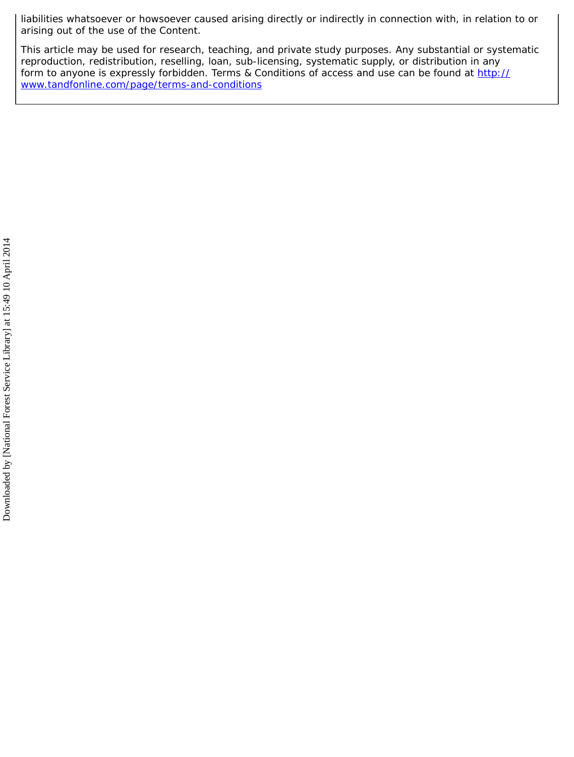liabilities whatsoever or howsoever caused arising directly or indirectly in connection with, in relation to or arising out of the use of the Content.

This article may be used for research, teaching, and private study purposes. Any substantial or systematic reproduction, redistribution, reselling, loan, sub-licensing, systematic supply, or distribution in any form to anyone is expressly forbidden. Terms & Conditions of access and use can be found at http://www.tandfonline.com/page/terms-and-conditions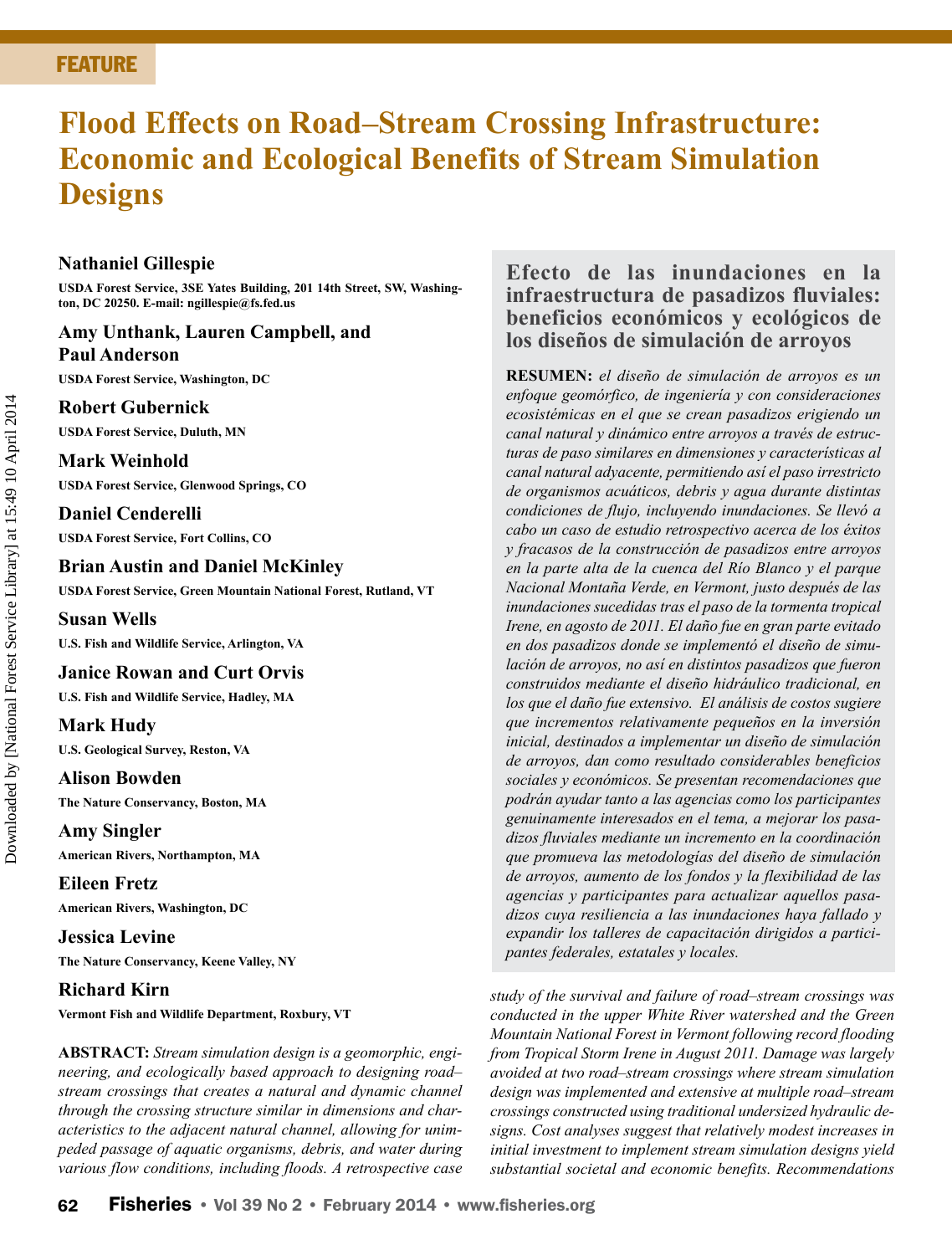FEATURE

# Flood Effects on Road–Stream Crossing Infrastructure: Economic and Ecological Benefits of Stream Simulation Designs

**Nathaniel Gillespie**

**USDA Forest Service, 3SE Yates Building, 201 14th Street, SW, Washington, DC 20250. E-mail: ngillespie@fs.fed.us**

**Amy Unthank, Lauren Campbell, and Paul Anderson**

**USDA Forest Service, Washington, DC**

**Robert Gubernick**

**USDA Forest Service, Duluth, MN**

**Mark Weinhold**

**USDA Forest Service, Glenwood Springs, CO**

**Daniel Cenderelli**

**USDA Forest Service, Fort Collins, CO**

**Brian Austin and Daniel McKinley**

**USDA Forest Service, Green Mountain National Forest, Rutland, VT**

**Susan Wells**

**U.S. Fish and Wildlife Service, Arlington, VA**

**Janice Rowan and Curt Orvis**

**U.S. Fish and Wildlife Service, Hadley, MA**

**Mark Hudy**

**U.S. Geological Survey, Reston, VA**

**Alison Bowden**

**The Nature Conservancy, Boston, MA**

**Amy Singler**

**American Rivers, Northampton, MA**

**Eileen Fretz**

**American Rivers, Washington, DC**

**Jessica Levine**

**The Nature Conservancy, Keene Valley, NY**

**Richard Kirn**

**Vermont Fish and Wildlife Department, Roxbury, VT**

**ABSTRACT:** *Stream simulation design is a geomorphic, engineering, and ecologically based approach to designing road–stream crossings that creates a natural and dynamic channel through the crossing structure similar in dimensions and characteristics to the adjacent natural channel, allowing for unimpeded passage of aquatic organisms, debris, and water during various flow conditions, including floods. A retrospective case study of the survival and failure of road–stream crossings was conducted in the upper White River watershed and the Green Mountain National Forest in Vermont following record flooding from Tropical Storm Irene in August 2011. Damage was largely avoided at two road–stream crossings where stream simulation design was implemented and extensive at multiple road–stream crossings constructed using traditional undersized hydraulic designs. Cost analyses suggest that relatively modest increases in initial investment to implement stream simulation designs yield substantial societal and economic benefits. Recommendations*

## Efecto de las inundaciones en la infraestructura de pasadizos fluviales: beneficios económicos y ecológicos de los diseños de simulación de arroyos

**RESUMEN:** *el diseño de simulación de arroyos es un enfoque geomórfico, de ingeniería y con consideraciones ecosistémicas en el que se crean pasadizos erigiendo un canal natural y dinámico entre arroyos a través de estructuras de paso similares en dimensiones y características al canal natural adyacente, permitiendo así el paso irrestricto de organismos acuáticos, debris y agua durante distintas condiciones de flujo, incluyendo inundaciones. Se llevó a cabo un caso de estudio retrospectivo acerca de los éxitos y fracasos de la construcción de pasadizos entre arroyos en la parte alta de la cuenca del Río Blanco y el parque Nacional Montaña Verde, en Vermont, justo después de las inundaciones sucedidas tras el paso de la tormenta tropical Irene, en agosto de 2011. El daño fue en gran parte evitado en dos pasadizos donde se implementó el diseño de simulación de arroyos, no así en distintos pasadizos que fueron construidos mediante el diseño hidráulico tradicional, en los que el daño fue extensivo. El análisis de costos sugiere que incrementos relativamente pequeños en la inversión inicial, destinados a implementar un diseño de simulación de arroyos, dan como resultado considerables beneficios sociales y económicos. Se presentan recomendaciones que podrán ayudar tanto a las agencias como los participantes genuinamente interesados en el tema, a mejorar los pasadizos fluviales mediante un incremento en la coordinación que promueva las metodologías del diseño de simulación de arroyos, aumento de los fondos y la flexibilidad de las agencias y participantes para actualizar aquellos pasadizos cuya resiliencia a las inundaciones haya fallado y expandir los talleres de capacitación dirigidos a participantes federales, estatales y locales.*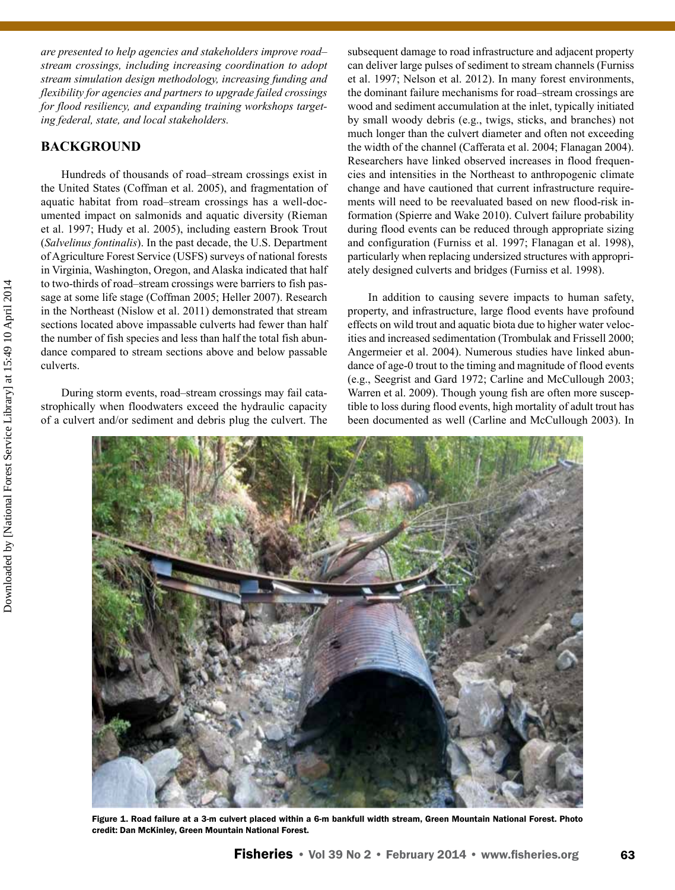*are presented to help agencies and stakeholders improve road–stream crossings, including increasing coordination to adopt stream simulation design methodology, increasing funding and flexibility for agencies and partners to upgrade failed crossings for flood resiliency, and expanding training workshops targeting federal, state, and local stakeholders.*

## BACKGROUND

Hundreds of thousands of road–stream crossings exist in the United States (Coffman et al. 2005), and fragmentation of aquatic habitat from road–stream crossings has a well-documented impact on salmonids and aquatic diversity (Rieman et al. 1997; Hudy et al. 2005), including eastern Brook Trout (*Salvelinus fontinalis*). In the past decade, the U.S. Department of Agriculture Forest Service (USFS) surveys of national forests in Virginia, Washington, Oregon, and Alaska indicated that half to two-thirds of road–stream crossings were barriers to fish passage at some life stage (Coffman 2005; Heller 2007). Research in the Northeast (Nislow et al. 2011) demonstrated that stream sections located above impassable culverts had fewer than half the number of fish species and less than half the total fish abundance compared to stream sections above and below passable culverts.

During storm events, road–stream crossings may fail catastrophically when floodwaters exceed the hydraulic capacity of a culvert and/or sediment and debris plug the culvert. The subsequent damage to road infrastructure and adjacent property can deliver large pulses of sediment to stream channels (Furniss et al. 1997; Nelson et al. 2012). In many forest environments, the dominant failure mechanisms for road–stream crossings are wood and sediment accumulation at the inlet, typically initiated by small woody debris (e.g., twigs, sticks, and branches) not much longer than the culvert diameter and often not exceeding the width of the channel (Cafferata et al. 2004; Flanagan 2004). Researchers have linked observed increases in flood frequencies and intensities in the Northeast to anthropogenic climate change and have cautioned that current infrastructure requirements will need to be reevaluated based on new flood-risk information (Spierre and Wake 2010). Culvert failure probability during flood events can be reduced through appropriate sizing and configuration (Furniss et al. 1997; Flanagan et al. 1998), particularly when replacing undersized structures with appropriately designed culverts and bridges (Furniss et al. 1998).

In addition to causing severe impacts to human safety, property, and infrastructure, large flood events have profound effects on wild trout and aquatic biota due to higher water velocities and increased sedimentation (Trombulak and Frissell 2000; Angermeier et al. 2004). Numerous studies have linked abundance of age-0 trout to the timing and magnitude of flood events (e.g., Seegrist and Gard 1972; Carline and McCullough 2003; Warren et al. 2009). Though young fish are often more susceptible to loss during flood events, high mortality of adult trout has been documented as well (Carline and McCullough 2003). In

**Figure 1. Road failure at a 3-m culvert placed within a 6-m bankfull width stream, Green Mountain National Forest. Photo credit: Dan McKinley, Green Mountain National Forest.**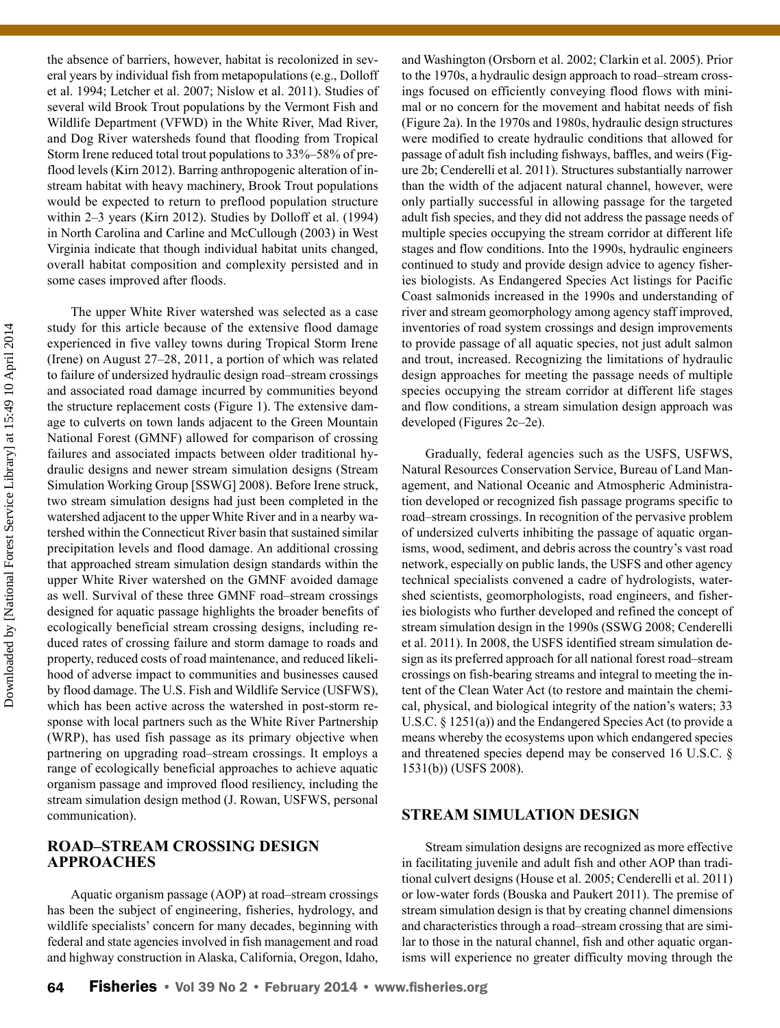the absence of barriers, however, habitat is recolonized in several years by individual fish from metapopulations (e.g., Dolloff et al. 1994; Letcher et al. 2007; Nislow et al. 2011). Studies of several wild Brook Trout populations by the Vermont Fish and Wildlife Department (VFWD) in the White River, Mad River, and Dog River watersheds found that flooding from Tropical Storm Irene reduced total trout populations to 33%–58% of preflood levels (Kirn 2012). Barring anthropogenic alteration of instream habitat with heavy machinery, Brook Trout populations would be expected to return to preflood population structure within 2–3 years (Kirn 2012). Studies by Dolloff et al. (1994) in North Carolina and Carline and McCullough (2003) in West Virginia indicate that though individual habitat units changed, overall habitat composition and complexity persisted and in some cases improved after floods.

The upper White River watershed was selected as a case study for this article because of the extensive flood damage experienced in five valley towns during Tropical Storm Irene (Irene) on August 27–28, 2011, a portion of which was related to failure of undersized hydraulic design road–stream crossings and associated road damage incurred by communities beyond the structure replacement costs (Figure 1). The extensive damage to culverts on town lands adjacent to the Green Mountain National Forest (GMNF) allowed for comparison of crossing failures and associated impacts between older traditional hydraulic designs and newer stream simulation designs (Stream Simulation Working Group [SSWG] 2008). Before Irene struck, two stream simulation designs had just been completed in the watershed adjacent to the upper White River and in a nearby watershed within the Connecticut River basin that sustained similar precipitation levels and flood damage. An additional crossing that approached stream simulation design standards within the upper White River watershed on the GMNF avoided damage as well. Survival of these three GMNF road–stream crossings designed for aquatic passage highlights the broader benefits of ecologically beneficial stream crossing designs, including reduced rates of crossing failure and storm damage to roads and property, reduced costs of road maintenance, and reduced likelihood of adverse impact to communities and businesses caused by flood damage. The U.S. Fish and Wildlife Service (USFWS), which has been active across the watershed in post-storm response with local partners such as the White River Partnership (WRP), has used fish passage as its primary objective when partnering on upgrading road–stream crossings. It employs a range of ecologically beneficial approaches to achieve aquatic organism passage and improved flood resiliency, including the stream simulation design method (J. Rowan, USFWS, personal communication).

## ROAD–STREAM CROSSING DESIGN APPROACHES

Aquatic organism passage (AOP) at road–stream crossings has been the subject of engineering, fisheries, hydrology, and wildlife specialists' concern for many decades, beginning with federal and state agencies involved in fish management and road and highway construction in Alaska, California, Oregon, Idaho, and Washington (Orsborn et al. 2002; Clarkin et al. 2005). Prior to the 1970s, a hydraulic design approach to road–stream crossings focused on efficiently conveying flood flows with minimal or no concern for the movement and habitat needs of fish (Figure 2a). In the 1970s and 1980s, hydraulic design structures were modified to create hydraulic conditions that allowed for passage of adult fish including fishways, baffles, and weirs (Figure 2b; Cenderelli et al. 2011). Structures substantially narrower than the width of the adjacent natural channel, however, were only partially successful in allowing passage for the targeted adult fish species, and they did not address the passage needs of multiple species occupying the stream corridor at different life stages and flow conditions. Into the 1990s, hydraulic engineers continued to study and provide design advice to agency fisheries biologists. As Endangered Species Act listings for Pacific Coast salmonids increased in the 1990s and understanding of river and stream geomorphology among agency staff improved, inventories of road system crossings and design improvements to provide passage of all aquatic species, not just adult salmon and trout, increased. Recognizing the limitations of hydraulic design approaches for meeting the passage needs of multiple species occupying the stream corridor at different life stages and flow conditions, a stream simulation design approach was developed (Figures 2c–2e).

Gradually, federal agencies such as the USFS, USFWS, Natural Resources Conservation Service, Bureau of Land Management, and National Oceanic and Atmospheric Administration developed or recognized fish passage programs specific to road–stream crossings. In recognition of the pervasive problem of undersized culverts inhibiting the passage of aquatic organisms, wood, sediment, and debris across the country's vast road network, especially on public lands, the USFS and other agency technical specialists convened a cadre of hydrologists, watershed scientists, geomorphologists, road engineers, and fisheries biologists who further developed and refined the concept of stream simulation design in the 1990s (SSWG 2008; Cenderelli et al. 2011). In 2008, the USFS identified stream simulation design as its preferred approach for all national forest road–stream crossings on fish-bearing streams and integral to meeting the intent of the Clean Water Act (to restore and maintain the chemical, physical, and biological integrity of the nation's waters; 33 U.S.C. § 1251(a)) and the Endangered Species Act (to provide a means whereby the ecosystems upon which endangered species and threatened species depend may be conserved 16 U.S.C. § 1531(b)) (USFS 2008).

## STREAM SIMULATION DESIGN

Stream simulation designs are recognized as more effective in facilitating juvenile and adult fish and other AOP than traditional culvert designs (House et al. 2005; Cenderelli et al. 2011) or low-water fords (Bouska and Paukert 2011). The premise of stream simulation design is that by creating channel dimensions and characteristics through a road–stream crossing that are similar to those in the natural channel, fish and other aquatic organisms will experience no greater difficulty moving through the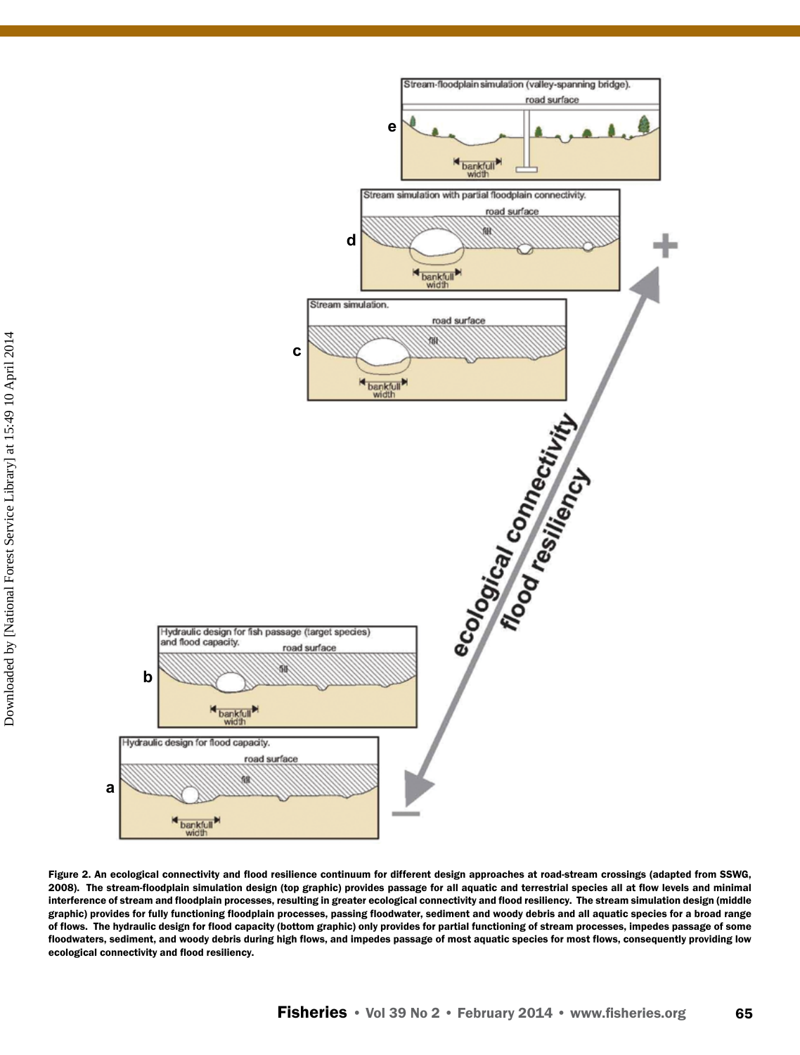Figure 2. An ecological connectivity and flood resilience continuum for different design approaches at road-stream crossings (adapted from SSWG, 2008). The stream-floodplain simulation design (top graphic) provides passage for all aquatic and terrestrial species all at flow levels and minimal interference of stream and floodplain processes, resulting in greater ecological connectivity and flood resiliency. The stream simulation design (middle graphic) provides for fully functioning floodplain processes, passing floodwater, sediment and woody debris and all aquatic species for a broad range of flows. The hydraulic design for flood capacity (bottom graphic) only provides for partial functioning of stream processes, impedes passage of some floodwaters, sediment, and woody debris during high flows, and impedes passage of most aquatic species for most flows, consequently providing low ecological connectivity and flood resiliency.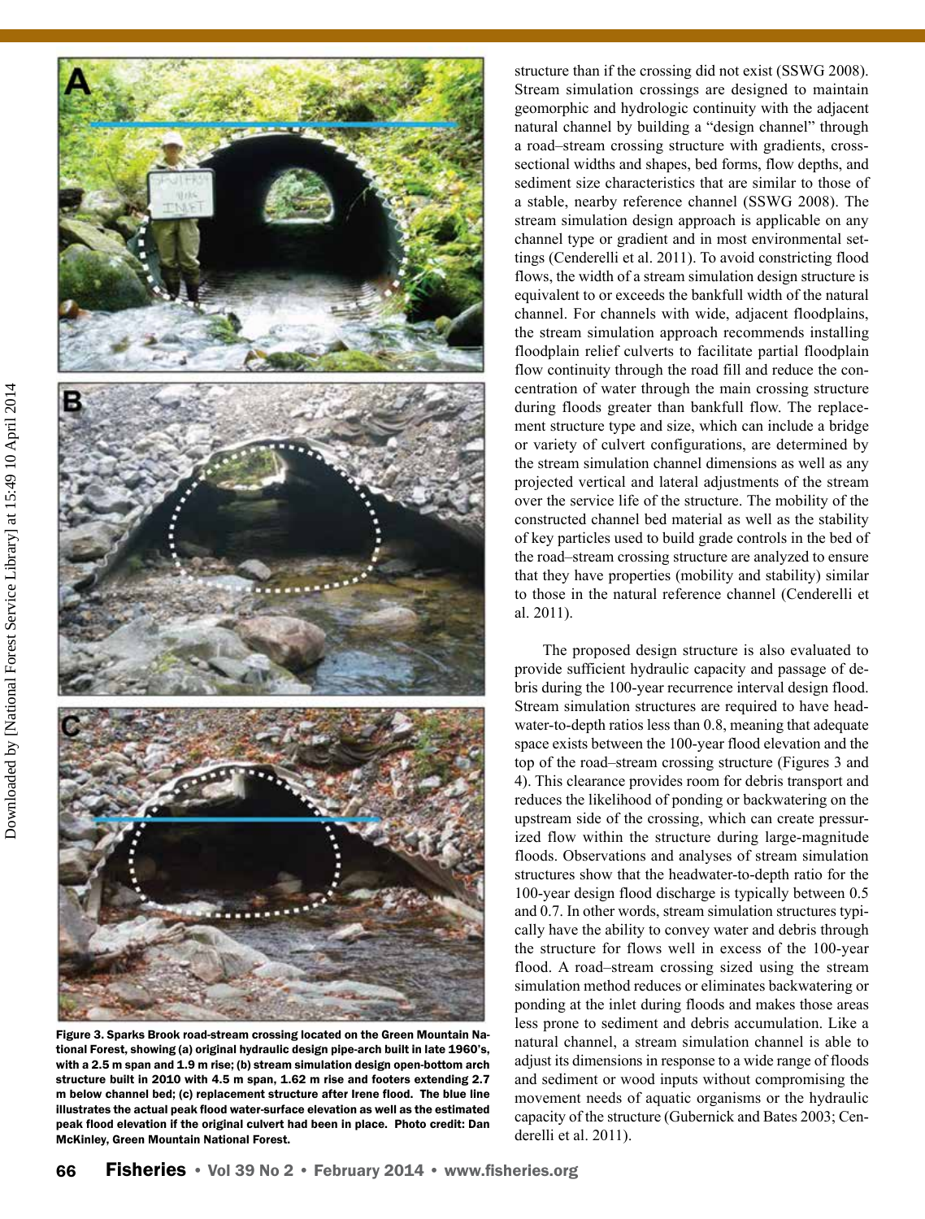Figure 3. Sparks Brook road-stream crossing located on the Green Mountain National Forest, showing (a) original hydraulic design pipe-arch built in late 1960's, with a 2.5 m span and 1.9 m rise; (b) stream simulation design open-bottom arch structure built in 2010 with 4.5 m span, 1.62 m rise and footers extending 2.7 m below channel bed; (c) replacement structure after Irene flood. The blue line illustrates the actual peak flood water-surface elevation as well as the estimated peak flood elevation if the original culvert had been in place. Photo credit: Dan McKinley, Green Mountain National Forest.

structure than if the crossing did not exist (SSWG 2008). Stream simulation crossings are designed to maintain geomorphic and hydrologic continuity with the adjacent natural channel by building a "design channel" through a road–stream crossing structure with gradients, cross-sectional widths and shapes, bed forms, flow depths, and sediment size characteristics that are similar to those of a stable, nearby reference channel (SSWG 2008). The stream simulation design approach is applicable on any channel type or gradient and in most environmental settings (Cenderelli et al. 2011). To avoid constricting flood flows, the width of a stream simulation design structure is equivalent to or exceeds the bankfull width of the natural channel. For channels with wide, adjacent floodplains, the stream simulation approach recommends installing floodplain relief culverts to facilitate partial floodplain flow continuity through the road fill and reduce the concentration of water through the main crossing structure during floods greater than bankfull flow. The replacement structure type and size, which can include a bridge or variety of culvert configurations, are determined by the stream simulation channel dimensions as well as any projected vertical and lateral adjustments of the stream over the service life of the structure. The mobility of the constructed channel bed material as well as the stability of key particles used to build grade controls in the bed of the road–stream crossing structure are analyzed to ensure that they have properties (mobility and stability) similar to those in the natural reference channel (Cenderelli et al. 2011).

The proposed design structure is also evaluated to provide sufficient hydraulic capacity and passage of debris during the 100-year recurrence interval design flood. Stream simulation structures are required to have headwater-to-depth ratios less than 0.8, meaning that adequate space exists between the 100-year flood elevation and the top of the road–stream crossing structure (Figures 3 and 4). This clearance provides room for debris transport and reduces the likelihood of ponding or backwatering on the upstream side of the crossing, which can create pressurized flow within the structure during large-magnitude floods. Observations and analyses of stream simulation structures show that the headwater-to-depth ratio for the 100-year design flood discharge is typically between 0.5 and 0.7. In other words, stream simulation structures typically have the ability to convey water and debris through the structure for flows well in excess of the 100-year flood. A road–stream crossing sized using the stream simulation method reduces or eliminates backwatering or ponding at the inlet during floods and makes those areas less prone to sediment and debris accumulation. Like a natural channel, a stream simulation channel is able to adjust its dimensions in response to a wide range of floods and sediment or wood inputs without compromising the movement needs of aquatic organisms or the hydraulic capacity of the structure (Gubernick and Bates 2003; Cenderelli et al. 2011).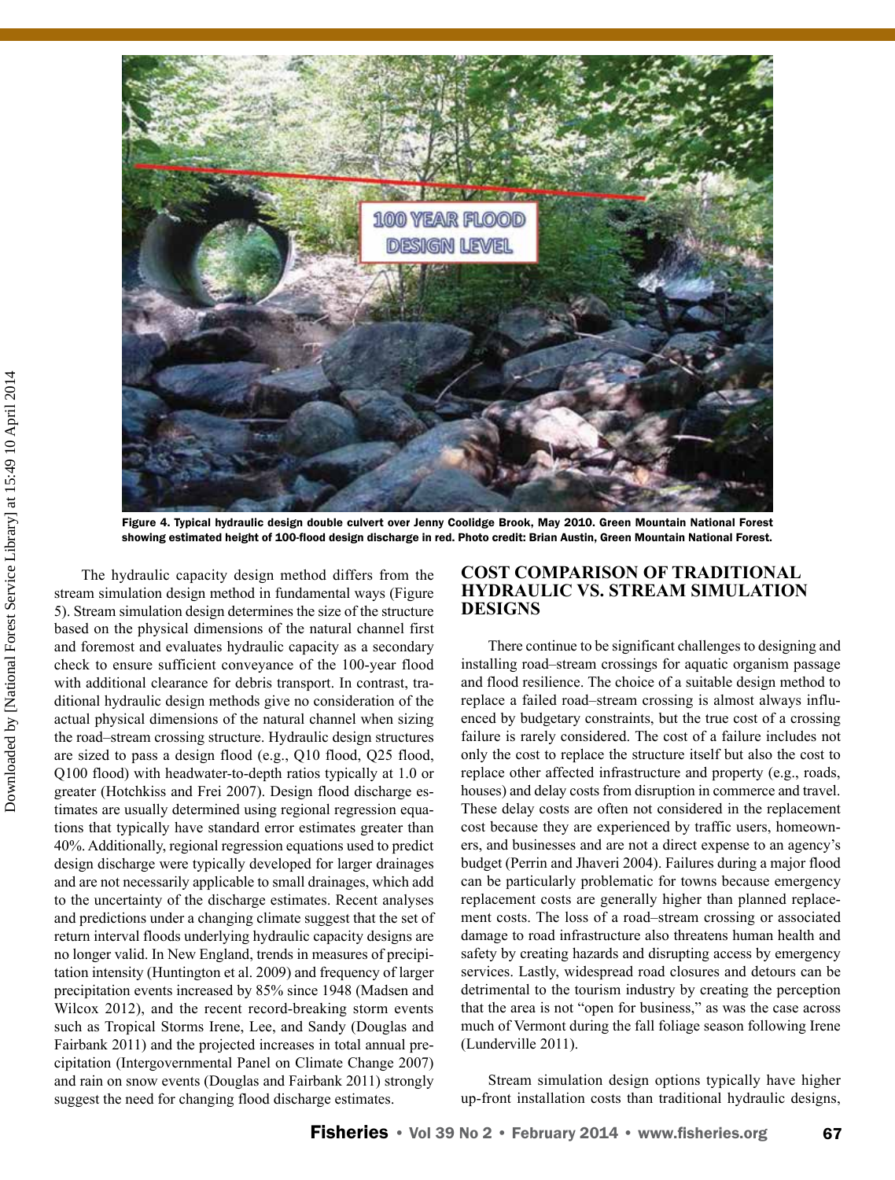Figure 4. Typical hydraulic design double culvert over Jenny Coolidge Brook, May 2010. Green Mountain National Forest showing estimated height of 100-flood design discharge in red. Photo credit: Brian Austin, Green Mountain National Forest.

The hydraulic capacity design method differs from the stream simulation design method in fundamental ways (Figure 5). Stream simulation design determines the size of the structure based on the physical dimensions of the natural channel first and foremost and evaluates hydraulic capacity as a secondary check to ensure sufficient conveyance of the 100-year flood with additional clearance for debris transport. In contrast, traditional hydraulic design methods give no consideration of the actual physical dimensions of the natural channel when sizing the road–stream crossing structure. Hydraulic design structures are sized to pass a design flood (e.g., Q10 flood, Q25 flood, Q100 flood) with headwater-to-depth ratios typically at 1.0 or greater (Hotchkiss and Frei 2007). Design flood discharge estimates are usually determined using regional regression equations that typically have standard error estimates greater than 40%. Additionally, regional regression equations used to predict design discharge were typically developed for larger drainages and are not necessarily applicable to small drainages, which add to the uncertainty of the discharge estimates. Recent analyses and predictions under a changing climate suggest that the set of return interval floods underlying hydraulic capacity designs are no longer valid. In New England, trends in measures of precipitation intensity (Huntington et al. 2009) and frequency of larger precipitation events increased by 85% since 1948 (Madsen and Wilcox 2012), and the recent record-breaking storm events such as Tropical Storms Irene, Lee, and Sandy (Douglas and Fairbank 2011) and the projected increases in total annual precipitation (Intergovernmental Panel on Climate Change 2007) and rain on snow events (Douglas and Fairbank 2011) strongly suggest the need for changing flood discharge estimates.

## COST COMPARISON OF TRADITIONAL HYDRAULIC VS. STREAM SIMULATION DESIGNS

There continue to be significant challenges to designing and installing road–stream crossings for aquatic organism passage and flood resilience. The choice of a suitable design method to replace a failed road–stream crossing is almost always influenced by budgetary constraints, but the true cost of a crossing failure is rarely considered. The cost of a failure includes not only the cost to replace the structure itself but also the cost to replace other affected infrastructure and property (e.g., roads, houses) and delay costs from disruption in commerce and travel. These delay costs are often not considered in the replacement cost because they are experienced by traffic users, homeowners, and businesses and are not a direct expense to an agency's budget (Perrin and Jhaveri 2004). Failures during a major flood can be particularly problematic for towns because emergency replacement costs are generally higher than planned replacement costs. The loss of a road–stream crossing or associated damage to road infrastructure also threatens human health and safety by creating hazards and disrupting access by emergency services. Lastly, widespread road closures and detours can be detrimental to the tourism industry by creating the perception that the area is not "open for business," as was the case across much of Vermont during the fall foliage season following Irene (Lunderville 2011).

Stream simulation design options typically have higher up-front installation costs than traditional hydraulic designs,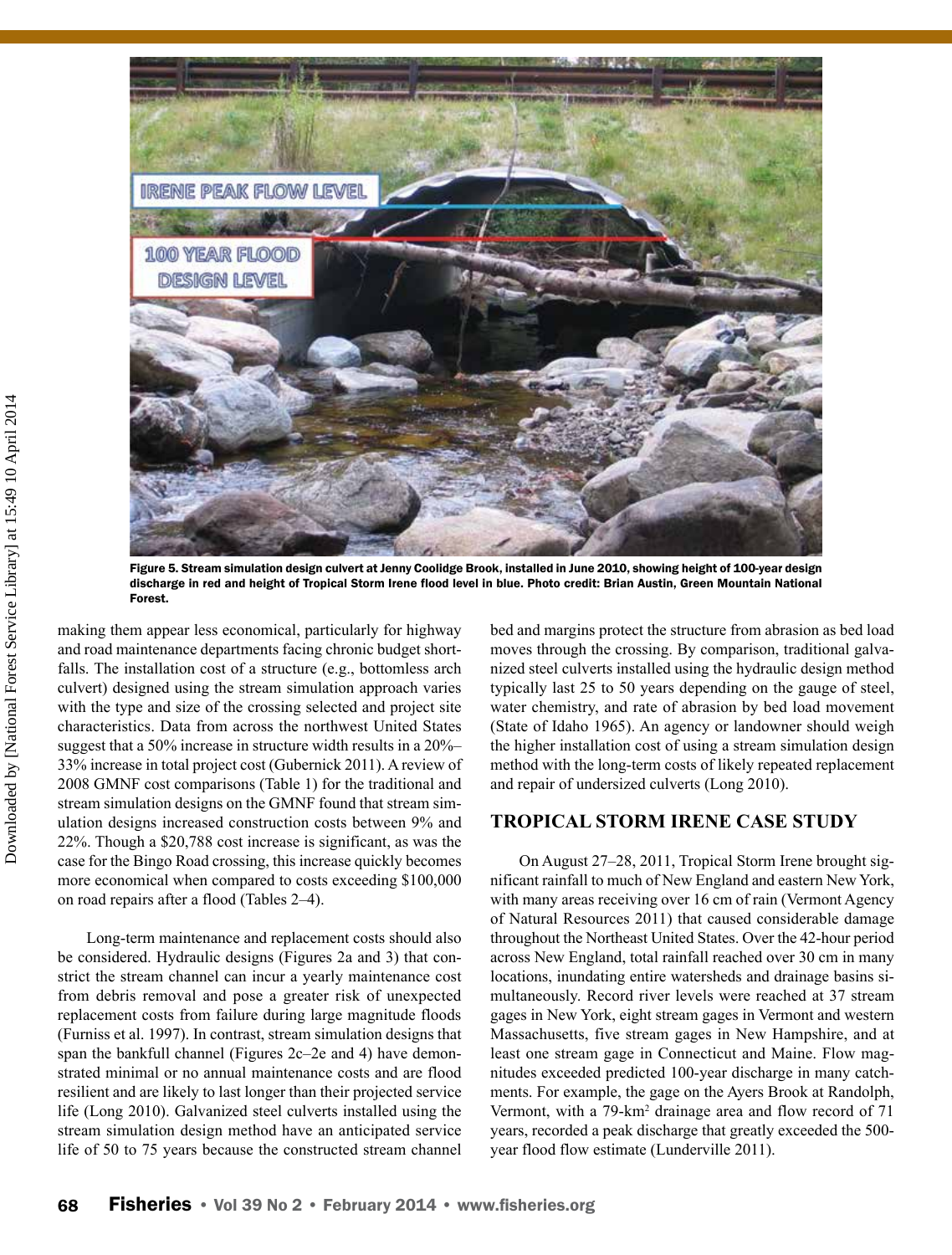Figure 5. Stream simulation design culvert at Jenny Coolidge Brook, installed in June 2010, showing height of 100-year design discharge in red and height of Tropical Storm Irene flood level in blue. Photo credit: Brian Austin, Green Mountain National Forest.

making them appear less economical, particularly for highway and road maintenance departments facing chronic budget shortfalls. The installation cost of a structure (e.g., bottomless arch culvert) designed using the stream simulation approach varies with the type and size of the crossing selected and project site characteristics. Data from across the northwest United States suggest that a 50% increase in structure width results in a 20%–33% increase in total project cost (Gubernick 2011). A review of 2008 GMNF cost comparisons (Table 1) for the traditional and stream simulation designs on the GMNF found that stream simulation designs increased construction costs between 9% and 22%. Though a $20,788 cost increase is significant, as was the case for the Bingo Road crossing, this increase quickly becomes more economical when compared to costs exceeding $100,000 on road repairs after a flood (Tables 2–4).

Long-term maintenance and replacement costs should also be considered. Hydraulic designs (Figures 2a and 3) that constrict the stream channel can incur a yearly maintenance cost from debris removal and pose a greater risk of unexpected replacement costs from failure during large magnitude floods (Furniss et al. 1997). In contrast, stream simulation designs that span the bankfull channel (Figures 2c–2e and 4) have demonstrated minimal or no annual maintenance costs and are flood resilient and are likely to last longer than their projected service life (Long 2010). Galvanized steel culverts installed using the stream simulation design method have an anticipated service life of 50 to 75 years because the constructed stream channel bed and margins protect the structure from abrasion as bed load moves through the crossing. By comparison, traditional galvanized steel culverts installed using the hydraulic design method typically last 25 to 50 years depending on the gauge of steel, water chemistry, and rate of abrasion by bed load movement (State of Idaho 1965). An agency or landowner should weigh the higher installation cost of using a stream simulation design method with the long-term costs of likely repeated replacement and repair of undersized culverts (Long 2010).

## TROPICAL STORM IRENE CASE STUDY

On August 27–28, 2011, Tropical Storm Irene brought significant rainfall to much of New England and eastern New York, with many areas receiving over 16 cm of rain (Vermont Agency of Natural Resources 2011) that caused considerable damage throughout the Northeast United States. Over the 42-hour period across New England, total rainfall reached over 30 cm in many locations, inundating entire watersheds and drainage basins simultaneously. Record river levels were reached at 37 stream gages in New York, eight stream gages in Vermont and western Massachusetts, five stream gages in New Hampshire, and at least one stream gage in Connecticut and Maine. Flow magnitudes exceeded predicted 100-year discharge in many catchments. For example, the gage on the Ayers Brook at Randolph, Vermont, with a 79-$km^2$ drainage area and flow record of 71 years, recorded a peak discharge that greatly exceeded the 500-year flood flow estimate (Lunderville 2011).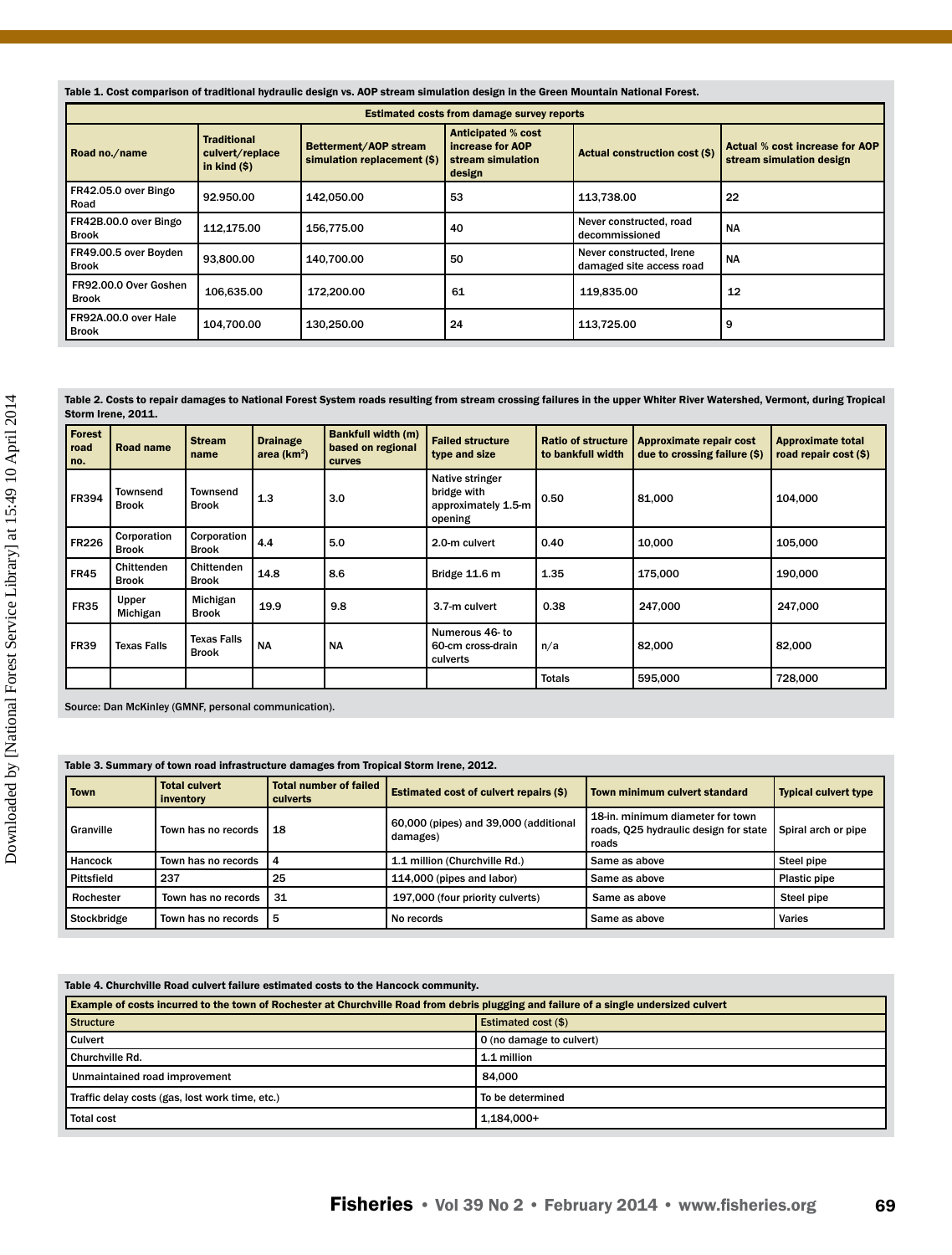Table 1. Cost comparison of traditional hydraulic design vs. AOP stream simulation design in the Green Mountain National Forest.

| Estimated costs from damage survey reports | | | | | |
|---|---|---|---|---|---|
| Road no./name | Traditional culvert/replace in kind ($) | Betterment/AOP stream simulation replacement ($) | Anticipated % cost increase for AOP stream simulation design | Actual construction cost ($) | Actual % cost increase for AOP stream simulation design |
| FR42.05.0 over Bingo Road | 92.950.00 | 142,050.00 | 53 | 113,738.00 | 22 |
| FR42B.00.0 over Bingo Brook | 112,175.00 | 156,775.00 | 40 | Never constructed, road decommissioned | NA |
| FR49.00.5 over Boyden Brook | 93,800.00 | 140,700.00 | 50 | Never constructed, Irene damaged site access road | NA |
| FR92.00.0 Over Goshen Brook | 106,635.00 | 172,200.00 | 61 | 119,835.00 | 12 |
| FR92A.00.0 over Hale Brook | 104,700.00 | 130,250.00 | 24 | 113,725.00 | 9 |

Table 2. Costs to repair damages to National Forest System roads resulting from stream crossing failures in the upper Whiter River Watershed, Vermont, during Tropical Storm Irene, 2011.

| Forest road no. | Road name | Stream name | Drainage area (km$^2$) | Bankfull width (m) based on regional curves | Failed structure type and size | Ratio of structure to bankfull width | Approximate repair cost due to crossing failure ($) | Approximate total road repair cost ($) |
|---|---|---|---|---|---|---|---|---|
| FR394 | Townsend Brook | Townsend Brook | 1.3 | 3.0 | Native stringer bridge with approximately 1.5-m opening | 0.50 | 81,000 | 104,000 |
| FR226 | Corporation Brook | Corporation Brook | 4.4 | 5.0 | 2.0-m culvert | 0.40 | 10,000 | 105,000 |
| FR45 | Chittenden Brook | Chittenden Brook | 14.8 | 8.6 | Bridge 11.6 m | 1.35 | 175,000 | 190,000 |
| FR35 | Upper Michigan | Michigan Brook | 19.9 | 9.8 | 3.7-m culvert | 0.38 | 247,000 | 247,000 |
| FR39 | Texas Falls | Texas Falls Brook | NA | NA | Numerous 46- to 60-cm cross-drain culverts | n/a | 82,000 | 82,000 |
| | | | | | | Totals | 595,000 | 728,000 |

Source: Dan McKinley (GMNF, personal communication).

Table 3. Summary of town road infrastructure damages from Tropical Storm Irene, 2012.

| Town | Total culvert inventory | Total number of failed culverts | Estimated cost of culvert repairs ($) | Town minimum culvert standard | Typical culvert type |
|---|---|---|---|---|---|
| Granville | Town has no records | 18 | 60,000 (pipes) and 39,000 (additional damages) | 18-in. minimum diameter for town roads, Q25 hydraulic design for state roads | Spiral arch or pipe |
| Hancock | Town has no records | 4 | 1.1 million (Churchville Rd.) | Same as above | Steel pipe |
| Pittsfield | 237 | 25 | 114,000 (pipes and labor) | Same as above | Plastic pipe |
| Rochester | Town has no records | 31 | 197,000 (four priority culverts) | Same as above | Steel pipe |
| Stockbridge | Town has no records | 5 | No records | Same as above | Varies |

Table 4. Churchville Road culvert failure estimated costs to the Hancock community.

| Example of costs incurred to the town of Rochester at Churchville Road from debris plugging and failure of a single undersized culvert | |
|---|---|
| Structure | Estimated cost ($) |
| Culvert | 0 (no damage to culvert) |
| Churchville Rd. | 1.1 million |
| Unmaintained road improvement | 84,000 |
| Traffic delay costs (gas, lost work time, etc.) | To be determined |
| Total cost | 1,184,000+ |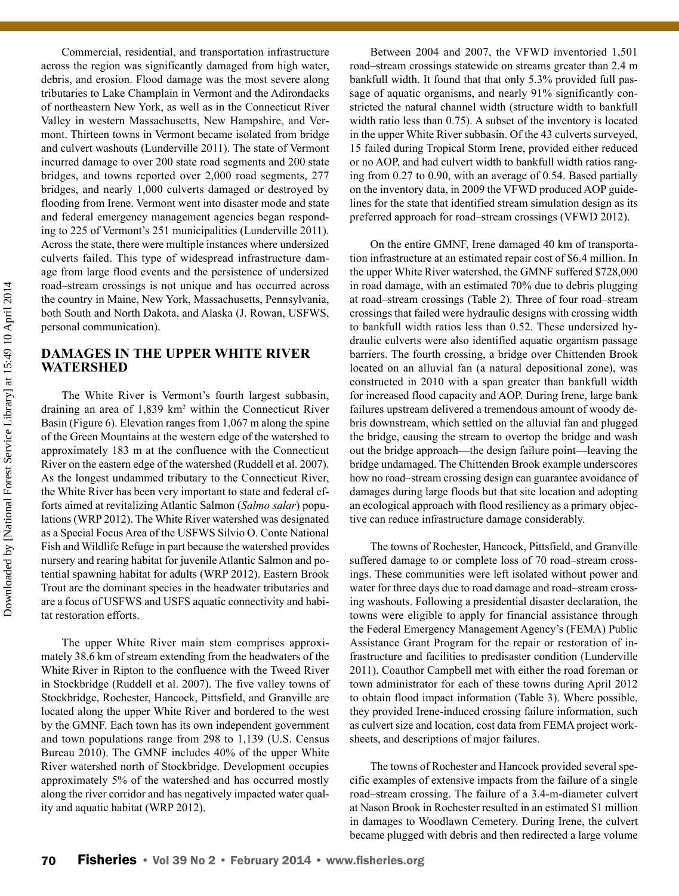Commercial, residential, and transportation infrastructure across the region was significantly damaged from high water, debris, and erosion. Flood damage was the most severe along tributaries to Lake Champlain in Vermont and the Adirondacks of northeastern New York, as well as in the Connecticut River Valley in western Massachusetts, New Hampshire, and Vermont. Thirteen towns in Vermont became isolated from bridge and culvert washouts (Lunderville 2011). The state of Vermont incurred damage to over 200 state road segments and 200 state bridges, and towns reported over 2,000 road segments, 277 bridges, and nearly 1,000 culverts damaged or destroyed by flooding from Irene. Vermont went into disaster mode and state and federal emergency management agencies began responding to 225 of Vermont's 251 municipalities (Lunderville 2011). Across the state, there were multiple instances where undersized culverts failed. This type of widespread infrastructure damage from large flood events and the persistence of undersized road–stream crossings is not unique and has occurred across the country in Maine, New York, Massachusetts, Pennsylvania, both South and North Dakota, and Alaska (J. Rowan, USFWS, personal communication).

## DAMAGES IN THE UPPER WHITE RIVER WATERSHED

The White River is Vermont's fourth largest subbasin, draining an area of 1,839 km$^2$ within the Connecticut River Basin (Figure 6). Elevation ranges from 1,067 m along the spine of the Green Mountains at the western edge of the watershed to approximately 183 m at the confluence with the Connecticut River on the eastern edge of the watershed (Ruddell et al. 2007). As the longest undammed tributary to the Connecticut River, the White River has been very important to state and federal efforts aimed at revitalizing Atlantic Salmon (*Salmo salar*) populations (WRP 2012). The White River watershed was designated as a Special Focus Area of the USFWS Silvio O. Conte National Fish and Wildlife Refuge in part because the watershed provides nursery and rearing habitat for juvenile Atlantic Salmon and potential spawning habitat for adults (WRP 2012). Eastern Brook Trout are the dominant species in the headwater tributaries and are a focus of USFWS and USFS aquatic connectivity and habitat restoration efforts.

The upper White River main stem comprises approximately 38.6 km of stream extending from the headwaters of the White River in Ripton to the confluence with the Tweed River in Stockbridge (Ruddell et al. 2007). The five valley towns of Stockbridge, Rochester, Hancock, Pittsfield, and Granville are located along the upper White River and bordered to the west by the GMNF. Each town has its own independent government and town populations range from 298 to 1,139 (U.S. Census Bureau 2010). The GMNF includes 40% of the upper White River watershed north of Stockbridge. Development occupies approximately 5% of the watershed and has occurred mostly along the river corridor and has negatively impacted water quality and aquatic habitat (WRP 2012).

Between 2004 and 2007, the VFWD inventoried 1,501 road–stream crossings statewide on streams greater than 2.4 m bankfull width. It found that that only 5.3% provided full passage of aquatic organisms, and nearly 91% significantly constricted the natural channel width (structure width to bankfull width ratio less than 0.75). A subset of the inventory is located in the upper White River subbasin. Of the 43 culverts surveyed, 15 failed during Tropical Storm Irene, provided either reduced or no AOP, and had culvert width to bankfull width ratios ranging from 0.27 to 0.90, with an average of 0.54. Based partially on the inventory data, in 2009 the VFWD produced AOP guidelines for the state that identified stream simulation design as its preferred approach for road–stream crossings (VFWD 2012).

On the entire GMNF, Irene damaged 40 km of transportation infrastructure at an estimated repair cost of $6.4 million. In the upper White River watershed, the GMNF suffered $728,000 in road damage, with an estimated 70% due to debris plugging at road–stream crossings (Table 2). Three of four road–stream crossings that failed were hydraulic designs with crossing width to bankfull width ratios less than 0.52. These undersized hydraulic culverts were also identified aquatic organism passage barriers. The fourth crossing, a bridge over Chittenden Brook located on an alluvial fan (a natural depositional zone), was constructed in 2010 with a span greater than bankfull width for increased flood capacity and AOP. During Irene, large bank failures upstream delivered a tremendous amount of woody debris downstream, which settled on the alluvial fan and plugged the bridge, causing the stream to overtop the bridge and wash out the bridge approach—the design failure point—leaving the bridge undamaged. The Chittenden Brook example underscores how no road–stream crossing design can guarantee avoidance of damages during large floods but that site location and adopting an ecological approach with flood resiliency as a primary objective can reduce infrastructure damage considerably.

The towns of Rochester, Hancock, Pittsfield, and Granville suffered damage to or complete loss of 70 road–stream crossings. These communities were left isolated without power and water for three days due to road damage and road–stream crossing washouts. Following a presidential disaster declaration, the towns were eligible to apply for financial assistance through the Federal Emergency Management Agency's (FEMA) Public Assistance Grant Program for the repair or restoration of infrastructure and facilities to predisaster condition (Lunderville 2011). Coauthor Campbell met with either the road foreman or town administrator for each of these towns during April 2012 to obtain flood impact information (Table 3). Where possible, they provided Irene-induced crossing failure information, such as culvert size and location, cost data from FEMA project worksheets, and descriptions of major failures.

The towns of Rochester and Hancock provided several specific examples of extensive impacts from the failure of a single road–stream crossing. The failure of a 3.4-m-diameter culvert at Nason Brook in Rochester resulted in an estimated $1 million in damages to Woodlawn Cemetery. During Irene, the culvert became plugged with debris and then redirected a large volume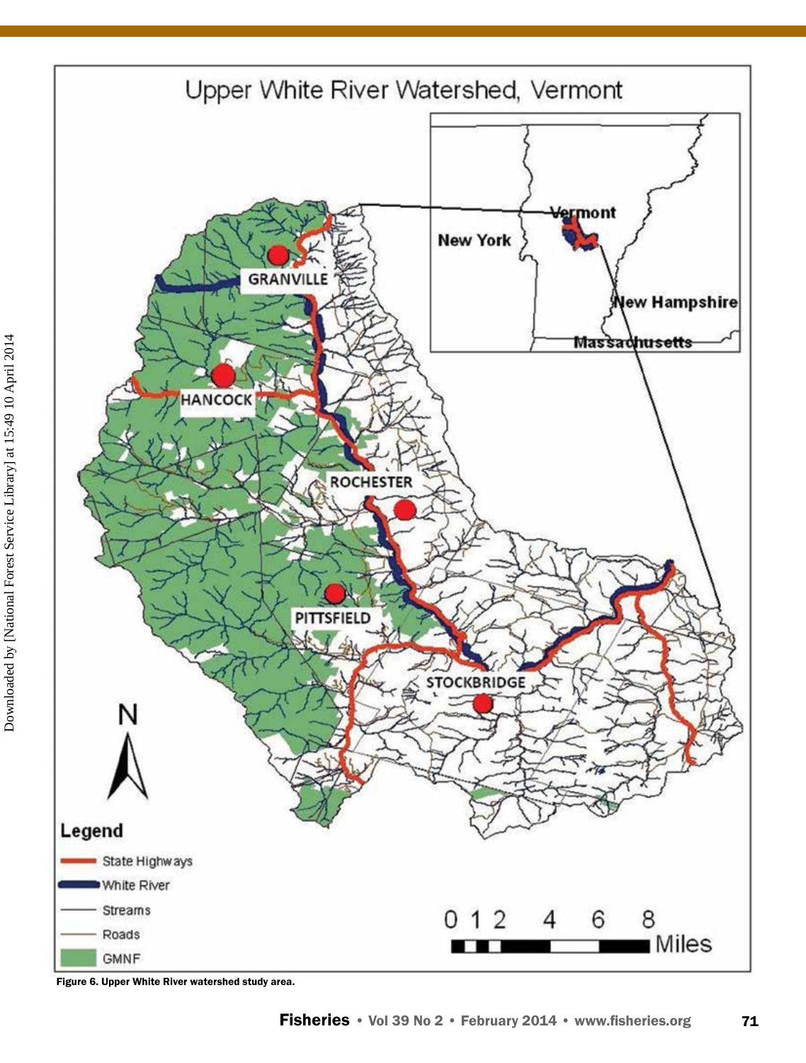Figure 6. Upper White River watershed study area.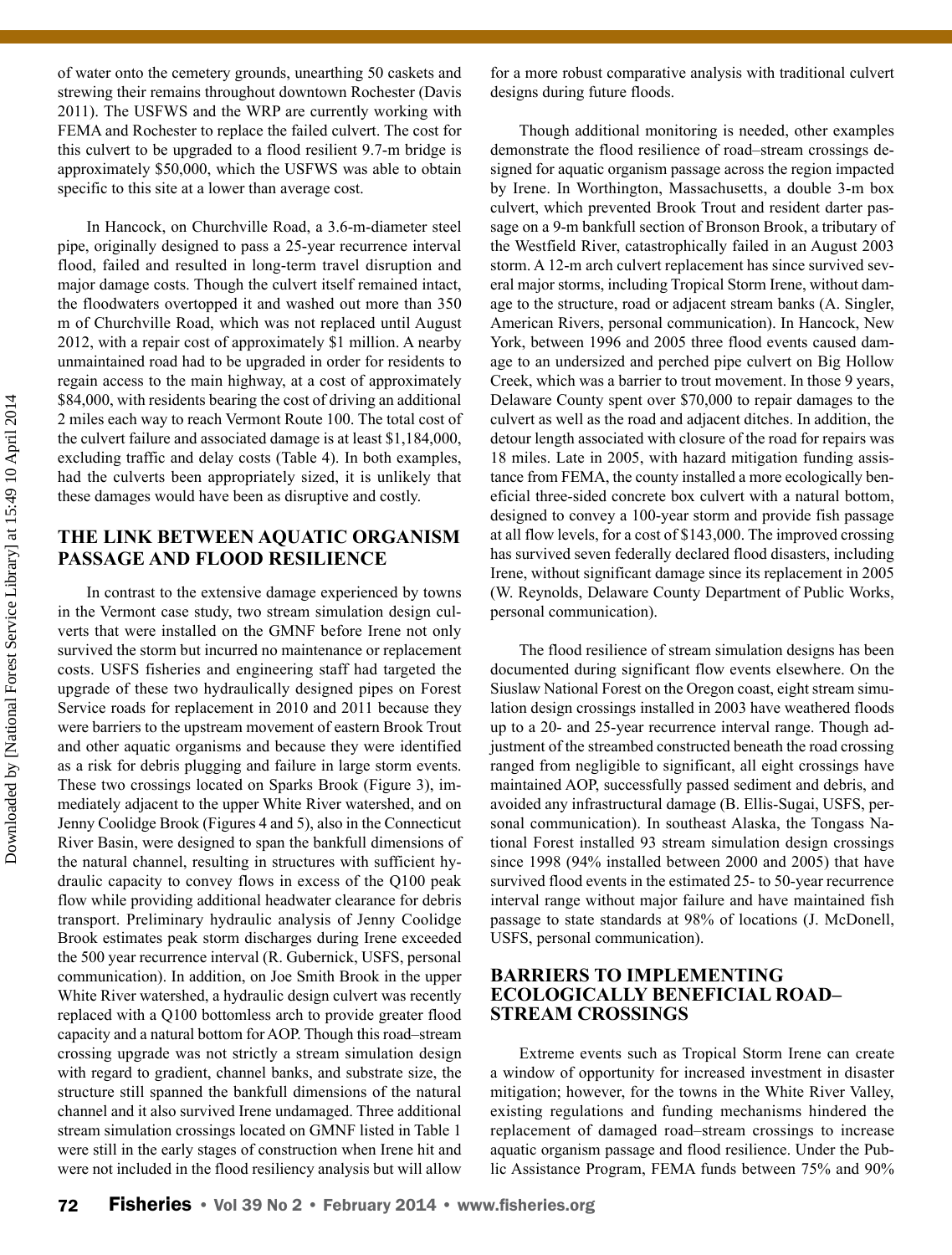of water onto the cemetery grounds, unearthing 50 caskets and strewing their remains throughout downtown Rochester (Davis 2011). The USFWS and the WRP are currently working with FEMA and Rochester to replace the failed culvert. The cost for this culvert to be upgraded to a flood resilient 9.7-m bridge is approximately $50,000, which the USFWS was able to obtain specific to this site at a lower than average cost.

In Hancock, on Churchville Road, a 3.6-m-diameter steel pipe, originally designed to pass a 25-year recurrence interval flood, failed and resulted in long-term travel disruption and major damage costs. Though the culvert itself remained intact, the floodwaters overtopped it and washed out more than 350 m of Churchville Road, which was not replaced until August 2012, with a repair cost of approximately $1 million. A nearby unmaintained road had to be upgraded in order for residents to regain access to the main highway, at a cost of approximately $84,000, with residents bearing the cost of driving an additional 2 miles each way to reach Vermont Route 100. The total cost of the culvert failure and associated damage is at least $1,184,000, excluding traffic and delay costs (Table 4). In both examples, had the culverts been appropriately sized, it is unlikely that these damages would have been as disruptive and costly.

## THE LINK BETWEEN AQUATIC ORGANISM PASSAGE AND FLOOD RESILIENCE

In contrast to the extensive damage experienced by towns in the Vermont case study, two stream simulation design culverts that were installed on the GMNF before Irene not only survived the storm but incurred no maintenance or replacement costs. USFS fisheries and engineering staff had targeted the upgrade of these two hydraulically designed pipes on Forest Service roads for replacement in 2010 and 2011 because they were barriers to the upstream movement of eastern Brook Trout and other aquatic organisms and because they were identified as a risk for debris plugging and failure in large storm events. These two crossings located on Sparks Brook (Figure 3), immediately adjacent to the upper White River watershed, and on Jenny Coolidge Brook (Figures 4 and 5), also in the Connecticut River Basin, were designed to span the bankfull dimensions of the natural channel, resulting in structures with sufficient hydraulic capacity to convey flows in excess of the Q100 peak flow while providing additional headwater clearance for debris transport. Preliminary hydraulic analysis of Jenny Coolidge Brook estimates peak storm discharges during Irene exceeded the 500 year recurrence interval (R. Gubernick, USFS, personal communication). In addition, on Joe Smith Brook in the upper White River watershed, a hydraulic design culvert was recently replaced with a Q100 bottomless arch to provide greater flood capacity and a natural bottom for AOP. Though this road–stream crossing upgrade was not strictly a stream simulation design with regard to gradient, channel banks, and substrate size, the structure still spanned the bankfull dimensions of the natural channel and it also survived Irene undamaged. Three additional stream simulation crossings located on GMNF listed in Table 1 were still in the early stages of construction when Irene hit and were not included in the flood resiliency analysis but will allow for a more robust comparative analysis with traditional culvert designs during future floods.

Though additional monitoring is needed, other examples demonstrate the flood resilience of road–stream crossings designed for aquatic organism passage across the region impacted by Irene. In Worthington, Massachusetts, a double 3-m box culvert, which prevented Brook Trout and resident darter passage on a 9-m bankfull section of Bronson Brook, a tributary of the Westfield River, catastrophically failed in an August 2003 storm. A 12-m arch culvert replacement has since survived several major storms, including Tropical Storm Irene, without damage to the structure, road or adjacent stream banks (A. Singler, American Rivers, personal communication). In Hancock, New York, between 1996 and 2005 three flood events caused damage to an undersized and perched pipe culvert on Big Hollow Creek, which was a barrier to trout movement. In those 9 years, Delaware County spent over $70,000 to repair damages to the culvert as well as the road and adjacent ditches. In addition, the detour length associated with closure of the road for repairs was 18 miles. Late in 2005, with hazard mitigation funding assistance from FEMA, the county installed a more ecologically beneficial three-sided concrete box culvert with a natural bottom, designed to convey a 100-year storm and provide fish passage at all flow levels, for a cost of $143,000. The improved crossing has survived seven federally declared flood disasters, including Irene, without significant damage since its replacement in 2005 (W. Reynolds, Delaware County Department of Public Works, personal communication).

The flood resilience of stream simulation designs has been documented during significant flow events elsewhere. On the Siuslaw National Forest on the Oregon coast, eight stream simulation design crossings installed in 2003 have weathered floods up to a 20- and 25-year recurrence interval range. Though adjustment of the streambed constructed beneath the road crossing ranged from negligible to significant, all eight crossings have maintained AOP, successfully passed sediment and debris, and avoided any infrastructural damage (B. Ellis-Sugai, USFS, personal communication). In southeast Alaska, the Tongass National Forest installed 93 stream simulation design crossings since 1998 (94% installed between 2000 and 2005) that have survived flood events in the estimated 25- to 50-year recurrence interval range without major failure and have maintained fish passage to state standards at 98% of locations (J. McDonell, USFS, personal communication).

## BARRIERS TO IMPLEMENTING ECOLOGICALLY BENEFICIAL ROAD–STREAM CROSSINGS

Extreme events such as Tropical Storm Irene can create a window of opportunity for increased investment in disaster mitigation; however, for the towns in the White River Valley, existing regulations and funding mechanisms hindered the replacement of damaged road–stream crossings to increase aquatic organism passage and flood resilience. Under the Public Assistance Program, FEMA funds between 75% and 90%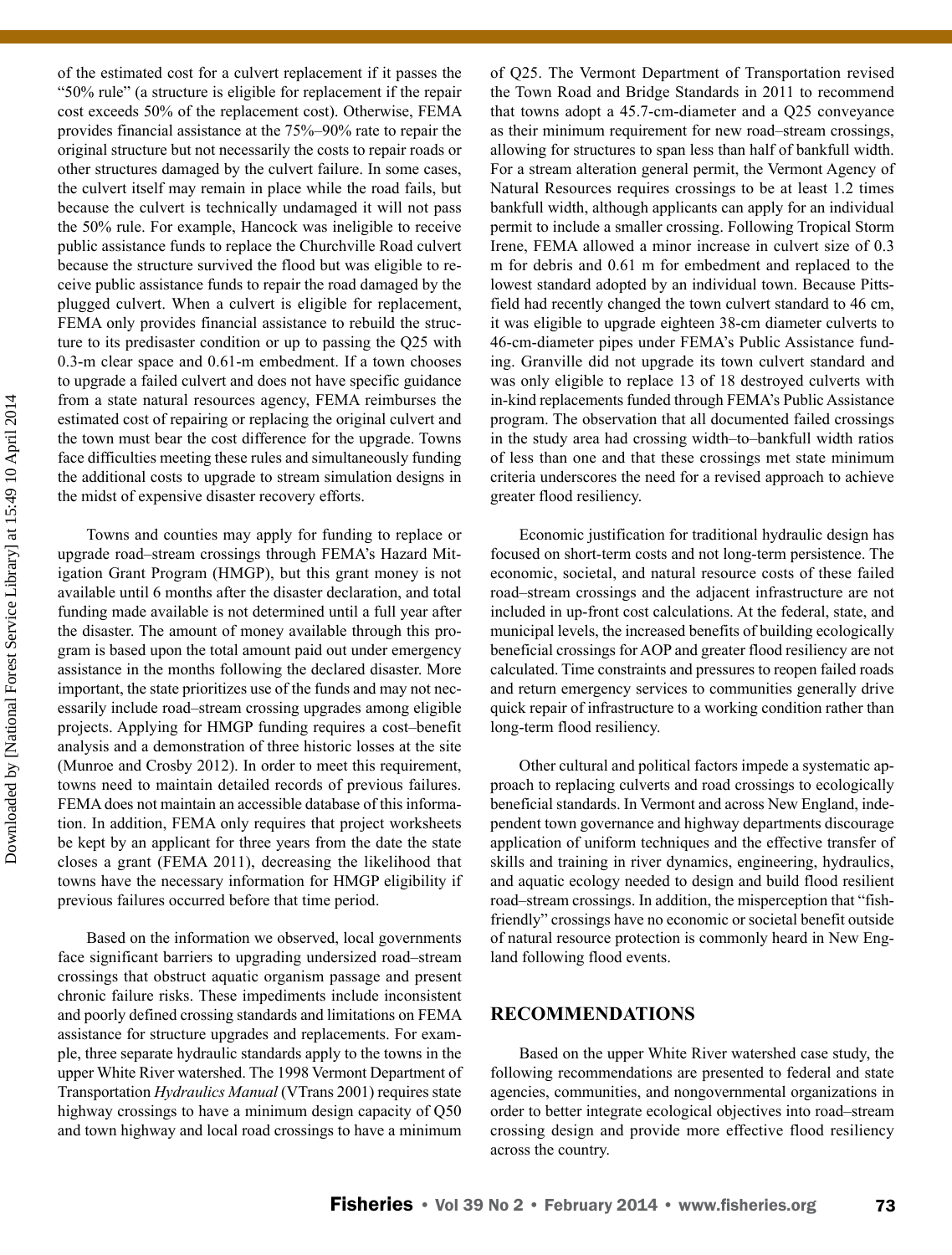of the estimated cost for a culvert replacement if it passes the "50% rule" (a structure is eligible for replacement if the repair cost exceeds 50% of the replacement cost). Otherwise, FEMA provides financial assistance at the 75%–90% rate to repair the original structure but not necessarily the costs to repair roads or other structures damaged by the culvert failure. In some cases, the culvert itself may remain in place while the road fails, but because the culvert is technically undamaged it will not pass the 50% rule. For example, Hancock was ineligible to receive public assistance funds to replace the Churchville Road culvert because the structure survived the flood but was eligible to receive public assistance funds to repair the road damaged by the plugged culvert. When a culvert is eligible for replacement, FEMA only provides financial assistance to rebuild the structure to its predisaster condition or up to passing the Q25 with 0.3-m clear space and 0.61-m embedment. If a town chooses to upgrade a failed culvert and does not have specific guidance from a state natural resources agency, FEMA reimburses the estimated cost of repairing or replacing the original culvert and the town must bear the cost difference for the upgrade. Towns face difficulties meeting these rules and simultaneously funding the additional costs to upgrade to stream simulation designs in the midst of expensive disaster recovery efforts.

Towns and counties may apply for funding to replace or upgrade road–stream crossings through FEMA's Hazard Mitigation Grant Program (HMGP), but this grant money is not available until 6 months after the disaster declaration, and total funding made available is not determined until a full year after the disaster. The amount of money available through this program is based upon the total amount paid out under emergency assistance in the months following the declared disaster. More important, the state prioritizes use of the funds and may not necessarily include road–stream crossing upgrades among eligible projects. Applying for HMGP funding requires a cost–benefit analysis and a demonstration of three historic losses at the site (Munroe and Crosby 2012). In order to meet this requirement, towns need to maintain detailed records of previous failures. FEMA does not maintain an accessible database of this information. In addition, FEMA only requires that project worksheets be kept by an applicant for three years from the date the state closes a grant (FEMA 2011), decreasing the likelihood that towns have the necessary information for HMGP eligibility if previous failures occurred before that time period.

Based on the information we observed, local governments face significant barriers to upgrading undersized road–stream crossings that obstruct aquatic organism passage and present chronic failure risks. These impediments include inconsistent and poorly defined crossing standards and limitations on FEMA assistance for structure upgrades and replacements. For example, three separate hydraulic standards apply to the towns in the upper White River watershed. The 1998 Vermont Department of Transportation *Hydraulics Manual* (VTrans 2001) requires state highway crossings to have a minimum design capacity of Q50 and town highway and local road crossings to have a minimum of Q25. The Vermont Department of Transportation revised the Town Road and Bridge Standards in 2011 to recommend that towns adopt a 45.7-cm-diameter and a Q25 conveyance as their minimum requirement for new road–stream crossings, allowing for structures to span less than half of bankfull width. For a stream alteration general permit, the Vermont Agency of Natural Resources requires crossings to be at least 1.2 times bankfull width, although applicants can apply for an individual permit to include a smaller crossing. Following Tropical Storm Irene, FEMA allowed a minor increase in culvert size of 0.3 m for debris and 0.61 m for embedment and replaced to the lowest standard adopted by an individual town. Because Pittsfield had recently changed the town culvert standard to 46 cm, it was eligible to upgrade eighteen 38-cm diameter culverts to 46-cm-diameter pipes under FEMA's Public Assistance funding. Granville did not upgrade its town culvert standard and was only eligible to replace 13 of 18 destroyed culverts with in-kind replacements funded through FEMA's Public Assistance program. The observation that all documented failed crossings in the study area had crossing width–to–bankfull width ratios of less than one and that these crossings met state minimum criteria underscores the need for a revised approach to achieve greater flood resiliency.

Economic justification for traditional hydraulic design has focused on short-term costs and not long-term persistence. The economic, societal, and natural resource costs of these failed road–stream crossings and the adjacent infrastructure are not included in up-front cost calculations. At the federal, state, and municipal levels, the increased benefits of building ecologically beneficial crossings for AOP and greater flood resiliency are not calculated. Time constraints and pressures to reopen failed roads and return emergency services to communities generally drive quick repair of infrastructure to a working condition rather than long-term flood resiliency.

Other cultural and political factors impede a systematic approach to replacing culverts and road crossings to ecologically beneficial standards. In Vermont and across New England, independent town governance and highway departments discourage application of uniform techniques and the effective transfer of skills and training in river dynamics, engineering, hydraulics, and aquatic ecology needed to design and build flood resilient road–stream crossings. In addition, the misperception that "fish-friendly" crossings have no economic or societal benefit outside of natural resource protection is commonly heard in New England following flood events.

## RECOMMENDATIONS

Based on the upper White River watershed case study, the following recommendations are presented to federal and state agencies, communities, and nongovernmental organizations in order to better integrate ecological objectives into road–stream crossing design and provide more effective flood resiliency across the country.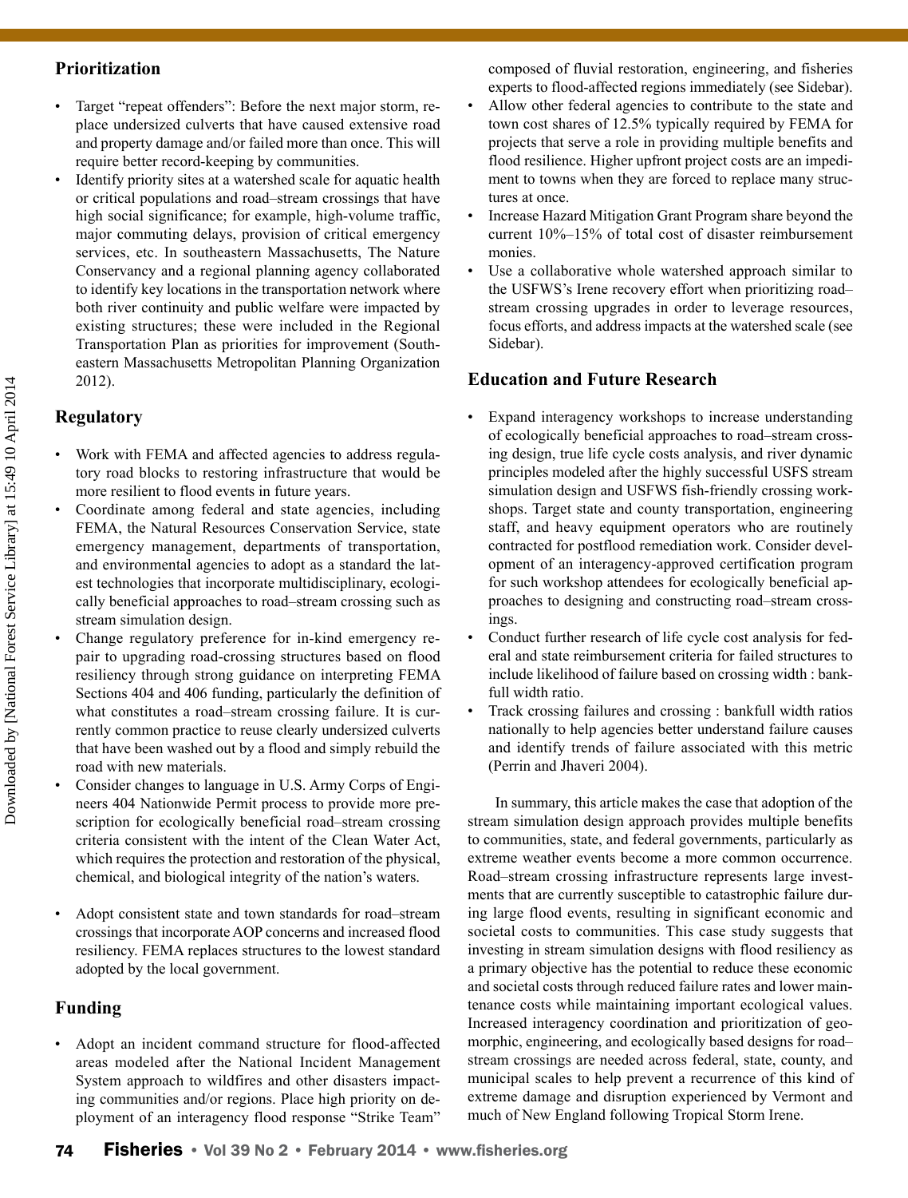## Prioritization

- Target "repeat offenders": Before the next major storm, replace undersized culverts that have caused extensive road and property damage and/or failed more than once. This will require better record-keeping by communities.
- Identify priority sites at a watershed scale for aquatic health or critical populations and road–stream crossings that have high social significance; for example, high-volume traffic, major commuting delays, provision of critical emergency services, etc. In southeastern Massachusetts, The Nature Conservancy and a regional planning agency collaborated to identify key locations in the transportation network where both river continuity and public welfare were impacted by existing structures; these were included in the Regional Transportation Plan as priorities for improvement (Southeastern Massachusetts Metropolitan Planning Organization 2012).

## Regulatory

- Work with FEMA and affected agencies to address regulatory road blocks to restoring infrastructure that would be more resilient to flood events in future years.
- Coordinate among federal and state agencies, including FEMA, the Natural Resources Conservation Service, state emergency management, departments of transportation, and environmental agencies to adopt as a standard the latest technologies that incorporate multidisciplinary, ecologically beneficial approaches to road–stream crossing such as stream simulation design.
- Change regulatory preference for in-kind emergency repair to upgrading road-crossing structures based on flood resiliency through strong guidance on interpreting FEMA Sections 404 and 406 funding, particularly the definition of what constitutes a road–stream crossing failure. It is currently common practice to reuse clearly undersized culverts that have been washed out by a flood and simply rebuild the road with new materials.
- Consider changes to language in U.S. Army Corps of Engineers 404 Nationwide Permit process to provide more prescription for ecologically beneficial road–stream crossing criteria consistent with the intent of the Clean Water Act, which requires the protection and restoration of the physical, chemical, and biological integrity of the nation's waters.
- Adopt consistent state and town standards for road–stream crossings that incorporate AOP concerns and increased flood resiliency. FEMA replaces structures to the lowest standard adopted by the local government.

## Funding

- Adopt an incident command structure for flood-affected areas modeled after the National Incident Management System approach to wildfires and other disasters impacting communities and/or regions. Place high priority on deployment of an interagency flood response "Strike Team" composed of fluvial restoration, engineering, and fisheries experts to flood-affected regions immediately (see Sidebar).
- Allow other federal agencies to contribute to the state and town cost shares of 12.5% typically required by FEMA for projects that serve a role in providing multiple benefits and flood resilience. Higher upfront project costs are an impediment to towns when they are forced to replace many structures at once.
- Increase Hazard Mitigation Grant Program share beyond the current 10%–15% of total cost of disaster reimbursement monies.
- Use a collaborative whole watershed approach similar to the USFWS's Irene recovery effort when prioritizing road–stream crossing upgrades in order to leverage resources, focus efforts, and address impacts at the watershed scale (see Sidebar).

## Education and Future Research

- Expand interagency workshops to increase understanding of ecologically beneficial approaches to road–stream crossing design, true life cycle costs analysis, and river dynamic principles modeled after the highly successful USFS stream simulation design and USFWS fish-friendly crossing workshops. Target state and county transportation, engineering staff, and heavy equipment operators who are routinely contracted for postflood remediation work. Consider development of an interagency-approved certification program for such workshop attendees for ecologically beneficial approaches to designing and constructing road–stream crossings.
- Conduct further research of life cycle cost analysis for federal and state reimbursement criteria for failed structures to include likelihood of failure based on crossing width : bankfull width ratio.
- Track crossing failures and crossing : bankfull width ratios nationally to help agencies better understand failure causes and identify trends of failure associated with this metric (Perrin and Jhaveri 2004).

In summary, this article makes the case that adoption of the stream simulation design approach provides multiple benefits to communities, state, and federal governments, particularly as extreme weather events become a more common occurrence. Road–stream crossing infrastructure represents large investments that are currently susceptible to catastrophic failure during large flood events, resulting in significant economic and societal costs to communities. This case study suggests that investing in stream simulation designs with flood resiliency as a primary objective has the potential to reduce these economic and societal costs through reduced failure rates and lower maintenance costs while maintaining important ecological values. Increased interagency coordination and prioritization of geomorphic, engineering, and ecologically based designs for road–stream crossings are needed across federal, state, county, and municipal scales to help prevent a recurrence of this kind of extreme damage and disruption experienced by Vermont and much of New England following Tropical Storm Irene.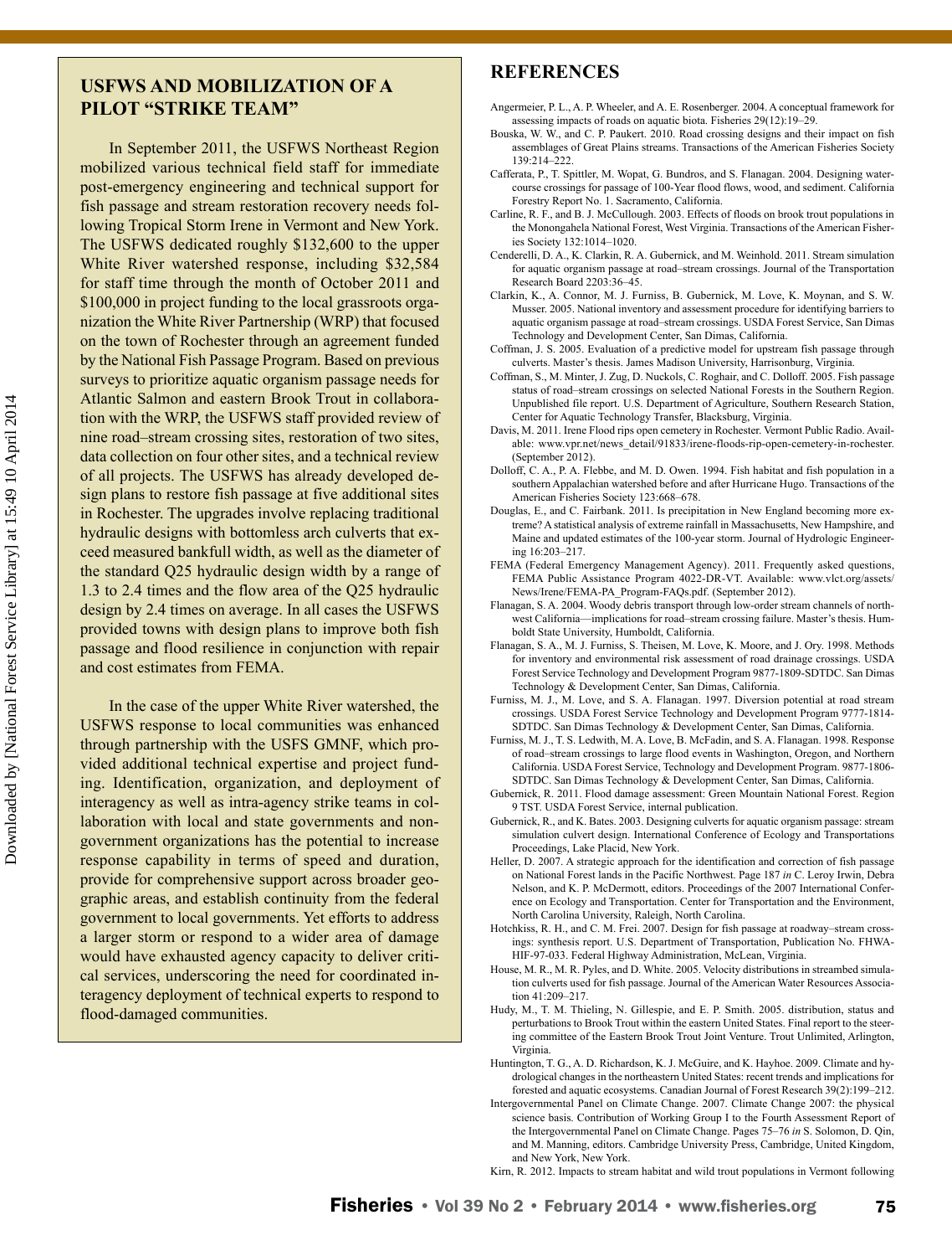## USFWS AND MOBILIZATION OF A PILOT "STRIKE TEAM"

In September 2011, the USFWS Northeast Region mobilized various technical field staff for immediate post-emergency engineering and technical support for fish passage and stream restoration recovery needs following Tropical Storm Irene in Vermont and New York. The USFWS dedicated roughly $132,600 to the upper White River watershed response, including $32,584 for staff time through the month of October 2011 and $100,000 in project funding to the local grassroots organization the White River Partnership (WRP) that focused on the town of Rochester through an agreement funded by the National Fish Passage Program. Based on previous surveys to prioritize aquatic organism passage needs for Atlantic Salmon and eastern Brook Trout in collaboration with the WRP, the USFWS staff provided review of nine road–stream crossing sites, restoration of two sites, data collection on four other sites, and a technical review of all projects. The USFWS has already developed design plans to restore fish passage at five additional sites in Rochester. The upgrades involve replacing traditional hydraulic designs with bottomless arch culverts that exceed measured bankfull width, as well as the diameter of the standard Q25 hydraulic design width by a range of 1.3 to 2.4 times and the flow area of the Q25 hydraulic design by 2.4 times on average. In all cases the USFWS provided towns with design plans to improve both fish passage and flood resilience in conjunction with repair and cost estimates from FEMA.

In the case of the upper White River watershed, the USFWS response to local communities was enhanced through partnership with the USFS GMNF, which provided additional technical expertise and project funding. Identification, organization, and deployment of interagency as well as intra-agency strike teams in collaboration with local and state governments and nongovernment organizations has the potential to increase response capability in terms of speed and duration, provide for comprehensive support across broader geographic areas, and establish continuity from the federal government to local governments. Yet efforts to address a larger storm or respond to a wider area of damage would have exhausted agency capacity to deliver critical services, underscoring the need for coordinated interagency deployment of technical experts to respond to flood-damaged communities.

## REFERENCES

Angermeier, P. L., A. P. Wheeler, and A. E. Rosenberger. 2004. A conceptual framework for assessing impacts of roads on aquatic biota. Fisheries 29(12):19–29.

Bouska, W. W., and C. P. Paukert. 2010. Road crossing designs and their impact on fish assemblages of Great Plains streams. Transactions of the American Fisheries Society 139:214–222.

Cafferata, P., T. Spittler, M. Wopat, G. Bundros, and S. Flanagan. 2004. Designing watercourse crossings for passage of 100-Year flood flows, wood, and sediment. California Forestry Report No. 1. Sacramento, California.

Carline, R. F., and B. J. McCullough. 2003. Effects of floods on brook trout populations in the Monongahela National Forest, West Virginia. Transactions of the American Fisheries Society 132:1014–1020.

Cenderelli, D. A., K. Clarkin, R. A. Gubernick, and M. Weinhold. 2011. Stream simulation for aquatic organism passage at road–stream crossings. Journal of the Transportation Research Board 2203:36–45.

Clarkin, K., A. Connor, M. J. Furniss, B. Gubernick, M. Love, K. Moynan, and S. W. Musser. 2005. National inventory and assessment procedure for identifying barriers to aquatic organism passage at road–stream crossings. USDA Forest Service, San Dimas Technology and Development Center, San Dimas, California.

Coffman, J. S. 2005. Evaluation of a predictive model for upstream fish passage through culverts. Master's thesis. James Madison University, Harrisonburg, Virginia.

Coffman, S., M. Minter, J. Zug, D. Nuckols, C. Roghair, and C. Dolloff. 2005. Fish passage status of road–stream crossings on selected National Forests in the Southern Region. Unpublished file report. U.S. Department of Agriculture, Southern Research Station, Center for Aquatic Technology Transfer, Blacksburg, Virginia.

Davis, M. 2011. Irene Flood rips open cemetery in Rochester. Vermont Public Radio. Available: www.vpr.net/news_detail/91833/irene-floods-rip-open-cemetery-in-rochester. (September 2012).

Dolloff, C. A., P. A. Flebbe, and M. D. Owen. 1994. Fish habitat and fish population in a southern Appalachian watershed before and after Hurricane Hugo. Transactions of the American Fisheries Society 123:668–678.

Douglas, E., and C. Fairbank. 2011. Is precipitation in New England becoming more extreme? A statistical analysis of extreme rainfall in Massachusetts, New Hampshire, and Maine and updated estimates of the 100-year storm. Journal of Hydrologic Engineering 16:203–217.

FEMA (Federal Emergency Management Agency). 2011. Frequently asked questions, FEMA Public Assistance Program 4022-DR-VT. Available: www.vlct.org/assets/News/Irene/FEMA-PA_Program-FAQs.pdf. (September 2012).

Flanagan, S. A. 2004. Woody debris transport through low-order stream channels of northwest California—implications for road–stream crossing failure. Master's thesis. Humboldt State University, Humboldt, California.

Flanagan, S. A., M. J. Furniss, S. Theisen, M. Love, K. Moore, and J. Ory. 1998. Methods for inventory and environmental risk assessment of road drainage crossings. USDA Forest Service Technology and Development Program 9877-1809-SDTDC. San Dimas Technology & Development Center, San Dimas, California.

Furniss, M. J., M. Love, and S. A. Flanagan. 1997. Diversion potential at road stream crossings. USDA Forest Service Technology and Development Program 9777-1814-SDTDC. San Dimas Technology & Development Center, San Dimas, California.

Furniss, M. J., T. S. Ledwith, M. A. Love, B. McFadin, and S. A. Flanagan. 1998. Response of road–stream crossings to large flood events in Washington, Oregon, and Northern California. USDA Forest Service, Technology and Development Program. 9877-1806-SDTDC. San Dimas Technology & Development Center, San Dimas, California.

Gubernick, R. 2011. Flood damage assessment: Green Mountain National Forest. Region 9 TST. USDA Forest Service, internal publication.

Gubernick, R., and K. Bates. 2003. Designing culverts for aquatic organism passage: stream simulation culvert design. International Conference of Ecology and Transportations Proceedings, Lake Placid, New York.

Heller, D. 2007. A strategic approach for the identification and correction of fish passage on National Forest lands in the Pacific Northwest. Page 187 *in* C. Leroy Irwin, Debra Nelson, and K. P. McDermott, editors. Proceedings of the 2007 International Conference on Ecology and Transportation. Center for Transportation and the Environment, North Carolina University, Raleigh, North Carolina.

Hotchkiss, R. H., and C. M. Frei. 2007. Design for fish passage at roadway–stream crossings: synthesis report. U.S. Department of Transportation, Publication No. FHWA-HIF-97-033. Federal Highway Administration, McLean, Virginia.

House, M. R., M. R. Pyles, and D. White. 2005. Velocity distributions in streambed simulation culverts used for fish passage. Journal of the American Water Resources Association 41:209–217.

Hudy, M., T. M. Thieling, N. Gillespie, and E. P. Smith. 2005. distribution, status and perturbations to Brook Trout within the eastern United States. Final report to the steering committee of the Eastern Brook Trout Joint Venture. Trout Unlimited, Arlington, Virginia.

Huntington, T. G., A. D. Richardson, K. J. McGuire, and K. Hayhoe. 2009. Climate and hydrological changes in the northeastern United States: recent trends and implications for forested and aquatic ecosystems. Canadian Journal of Forest Research 39(2):199–212.

Intergovernmental Panel on Climate Change. 2007. Climate Change 2007: the physical science basis. Contribution of Working Group I to the Fourth Assessment Report of the Intergovernmental Panel on Climate Change. Pages 75–76 *in* S. Solomon, D. Qin, and M. Manning, editors. Cambridge University Press, Cambridge, United Kingdom, and New York, New York.

Kirn, R. 2012. Impacts to stream habitat and wild trout populations in Vermont following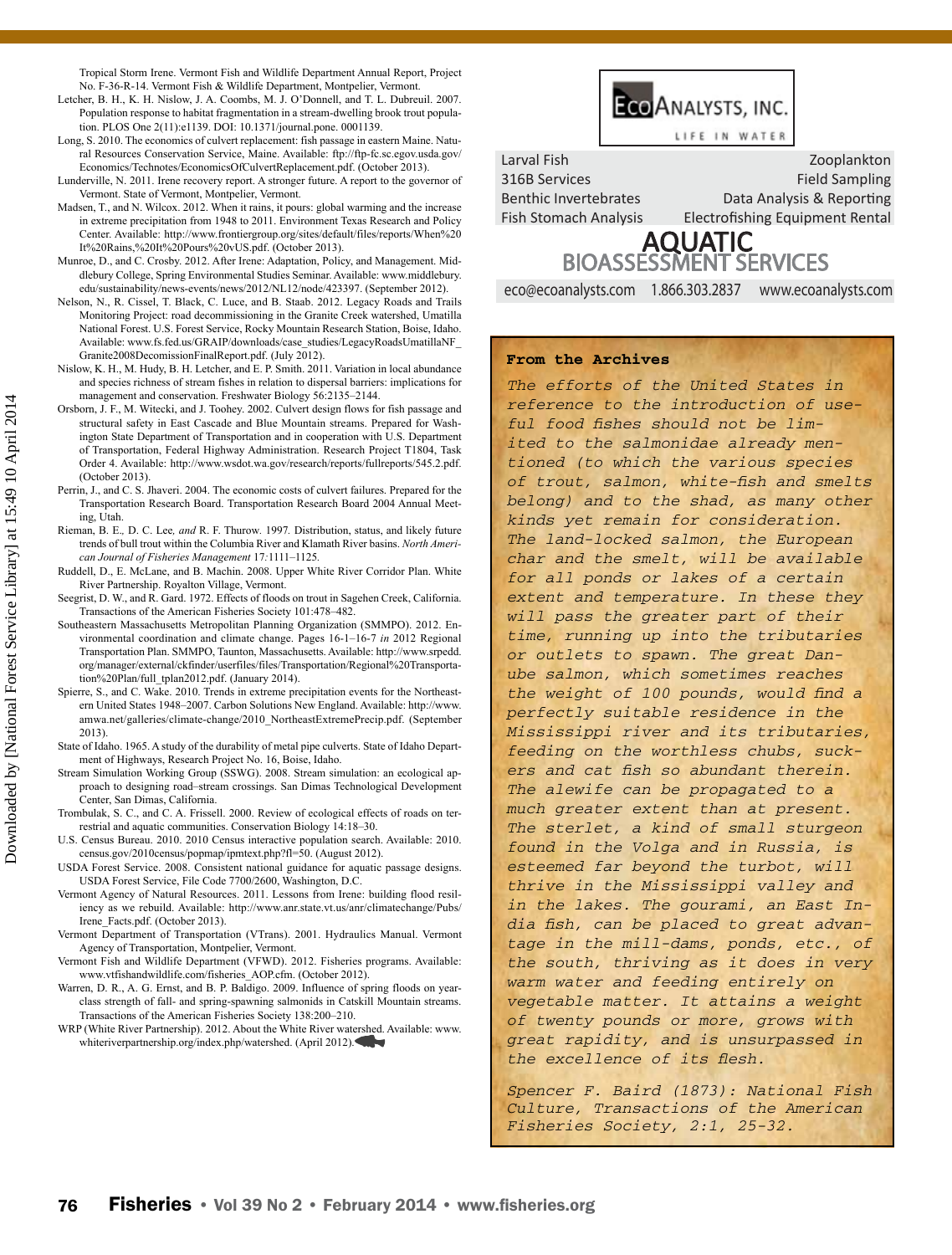Tropical Storm Irene. Vermont Fish and Wildlife Department Annual Report, Project No. F-36-R-14. Vermont Fish & Wildlife Department, Montpelier, Vermont.

Letcher, B. H., K. H. Nislow, J. A. Coombs, M. J. O'Donnell, and T. L. Dubreuil. 2007. Population response to habitat fragmentation in a stream-dwelling brook trout population. PLOS One 2(11):e1139. DOI: 10.1371/journal.pone. 0001139.

Long, S. 2010. The economics of culvert replacement: fish passage in eastern Maine. Natural Resources Conservation Service, Maine. Available: ftp://ftp-fc.sc.egov.usda.gov/Economics/Technotes/EconomicsOfCulvertReplacement.pdf. (October 2013).

Lunderville, N. 2011. Irene recovery report. A stronger future. A report to the governor of Vermont. State of Vermont, Montpelier, Vermont.

Madsen, T., and N. Wilcox. 2012. When it rains, it pours: global warming and the increase in extreme precipitation from 1948 to 2011. Environment Texas Research and Policy Center. Available: http://www.frontiergroup.org/sites/default/files/reports/When%20It%20Rains,%20It%20Pours%20vUS.pdf. (October 2013).

Munroe, D., and C. Crosby. 2012. After Irene: Adaptation, Policy, and Management. Middlebury College, Spring Environmental Studies Seminar. Available: www.middlebury.edu/sustainability/news-events/news/2012/NL12/node/423397. (September 2012).

Nelson, N., R. Cissel, T. Black, C. Luce, and B. Staab. 2012. Legacy Roads and Trails Monitoring Project: road decommissioning in the Granite Creek watershed, Umatilla National Forest. U.S. Forest Service, Rocky Mountain Research Station, Boise, Idaho. Available: www.fs.fed.us/GRAIP/downloads/case_studies/LegacyRoadsUmatillaNF_Granite2008DecomissionFinalReport.pdf. (July 2012).

Nislow, K. H., M. Hudy, B. H. Letcher, and E. P. Smith. 2011. Variation in local abundance and species richness of stream fishes in relation to dispersal barriers: implications for management and conservation. Freshwater Biology 56:2135–2144.

Orsborn, J. F., M. Witecki, and J. Toohey. 2002. Culvert design flows for fish passage and structural safety in East Cascade and Blue Mountain streams. Prepared for Washington State Department of Transportation and in cooperation with U.S. Department of Transportation, Federal Highway Administration. Research Project T1804, Task Order 4. Available: http://www.wsdot.wa.gov/research/reports/fullreports/545.2.pdf. (October 2013).

Perrin, J., and C. S. Jhaveri. 2004. The economic costs of culvert failures. Prepared for the Transportation Research Board. Transportation Research Board 2004 Annual Meeting, Utah.

Rieman, B. E., D. C. Lee, *and* R. F. Thurow. 1997. Distribution, status, and likely future trends of bull trout within the Columbia River and Klamath River basins. *North American Journal of Fisheries Management* 17:1111–1125.

Ruddell, D., E. McLane, and B. Machin. 2008. Upper White River Corridor Plan. White River Partnership. Royalton Village, Vermont.

Seegrist, D. W., and R. Gard. 1972. Effects of floods on trout in Sagehen Creek, California. Transactions of the American Fisheries Society 101:478–482.

Southeastern Massachusetts Metropolitan Planning Organization (SMMPO). 2012. Environmental coordination and climate change. Pages 16-1–16-7 *in* 2012 Regional Transportation Plan. SMMPO, Taunton, Massachusetts. Available: http://www.srpedd.org/manager/external/ckfinder/userfiles/files/Transportation/Regional%20Transportation%20Plan/full_tplan2012.pdf. (January 2014).

Spierre, S., and C. Wake. 2010. Trends in extreme precipitation events for the Northeastern United States 1948–2007. Carbon Solutions New England. Available: http://www.amwa.net/galleries/climate-change/2010_NortheastExtremePrecip.pdf. (September 2013).

State of Idaho. 1965. A study of the durability of metal pipe culverts. State of Idaho Department of Highways, Research Project No. 16, Boise, Idaho.

Stream Simulation Working Group (SSWG). 2008. Stream simulation: an ecological approach to designing road–stream crossings. San Dimas Technological Development Center, San Dimas, California.

Trombulak, S. C., and C. A. Frissell. 2000. Review of ecological effects of roads on terrestrial and aquatic communities. Conservation Biology 14:18–30.

U.S. Census Bureau. 2010. 2010 Census interactive population search. Available: 2010.census.gov/2010census/popmap/ipmtext.php?fl=50. (August 2012).

USDA Forest Service. 2008. Consistent national guidance for aquatic passage designs. USDA Forest Service, File Code 7700/2600, Washington, D.C.

Vermont Agency of Natural Resources. 2011. Lessons from Irene: building flood resiliency as we rebuild. Available: http://www.anr.state.vt.us/anr/climatechange/Pubs/Irene_Facts.pdf. (October 2013).

Vermont Department of Transportation (VTrans). 2001. Hydraulics Manual. Vermont Agency of Transportation, Montpelier, Vermont.

Vermont Fish and Wildlife Department (VFWD). 2012. Fisheries programs. Available: www.vtfishandwildlife.com/fisheries_AOP.cfm. (October 2012).

Warren, D. R., A. G. Ernst, and B. P. Baldigo. 2009. Influence of spring floods on year-class strength of fall- and spring-spawning salmonids in Catskill Mountain streams. Transactions of the American Fisheries Society 138:200–210.

WRP (White River Partnership). 2012. About the White River watershed. Available: www.whiteriverpartnership.org/index.php/watershed. (April 2012).

EcoAnalysts, Inc.
LIFE IN WATER

| | |
|---|---|
| Larval Fish | Zooplankton |
| 316B Services | Field Sampling |
| Benthic Invertebrates | Data Analysis & Reporting |
| Fish Stomach Analysis | Electrofishing Equipment Rental |

AQUATIC BIOASSESSMENT SERVICES

eco@ecoanalysts.com 1.866.303.2837 www.ecoanalysts.com

**From the Archives**

*The efforts of the United States in reference to the introduction of useful food fishes should not be limited to the salmonidae already mentioned (to which the various species of trout, salmon, white-fish and smelts belong) and to the shad, as many other kinds yet remain for consideration. The land-locked salmon, the European char and the smelt, will be available for all ponds or lakes of a certain extent and temperature. In these they will pass the greater part of their time, running up into the tributaries or outlets to spawn. The great Danube salmon, which sometimes reaches the weight of 100 pounds, would find a perfectly suitable residence in the Mississippi river and its tributaries, feeding on the worthless chubs, suckers and cat fish so abundant therein. The alewife can be propagated to a much greater extent than at present. The sterlet, a kind of small sturgeon found in the Volga and in Russia, is esteemed far beyond the turbot, will thrive in the Mississippi valley and in the lakes. The gourami, an East India fish, can be placed to great advantage in the mill-dams, ponds, etc., of the south, thriving as it does in very warm water and feeding entirely on vegetable matter. It attains a weight of twenty pounds or more, grows with great rapidity, and is unsurpassed in the excellence of its flesh.*

*Spencer F. Baird (1873): National Fish Culture, Transactions of the American Fisheries Society, 2:1, 25-32.*